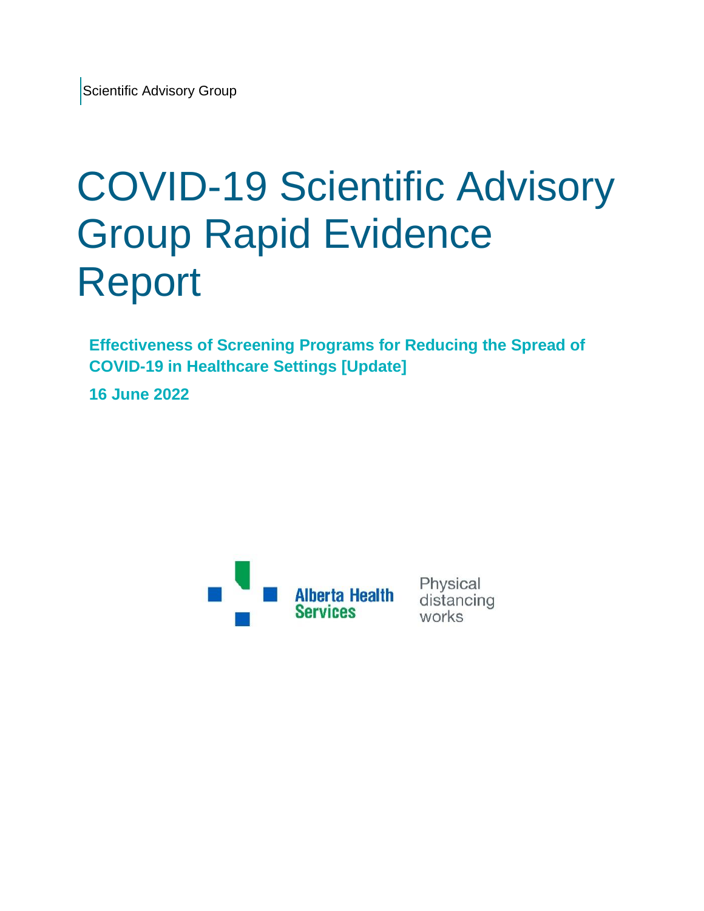Scientific Advisory Group

# COVID-19 Scientific Advisory Group Rapid Evidence Report

**Effectiveness of Screening Programs for Reducing the Spread of COVID-19 in Healthcare Settings [Update]**

**16 June 2022**

Alberta Health Services

Physical distancing works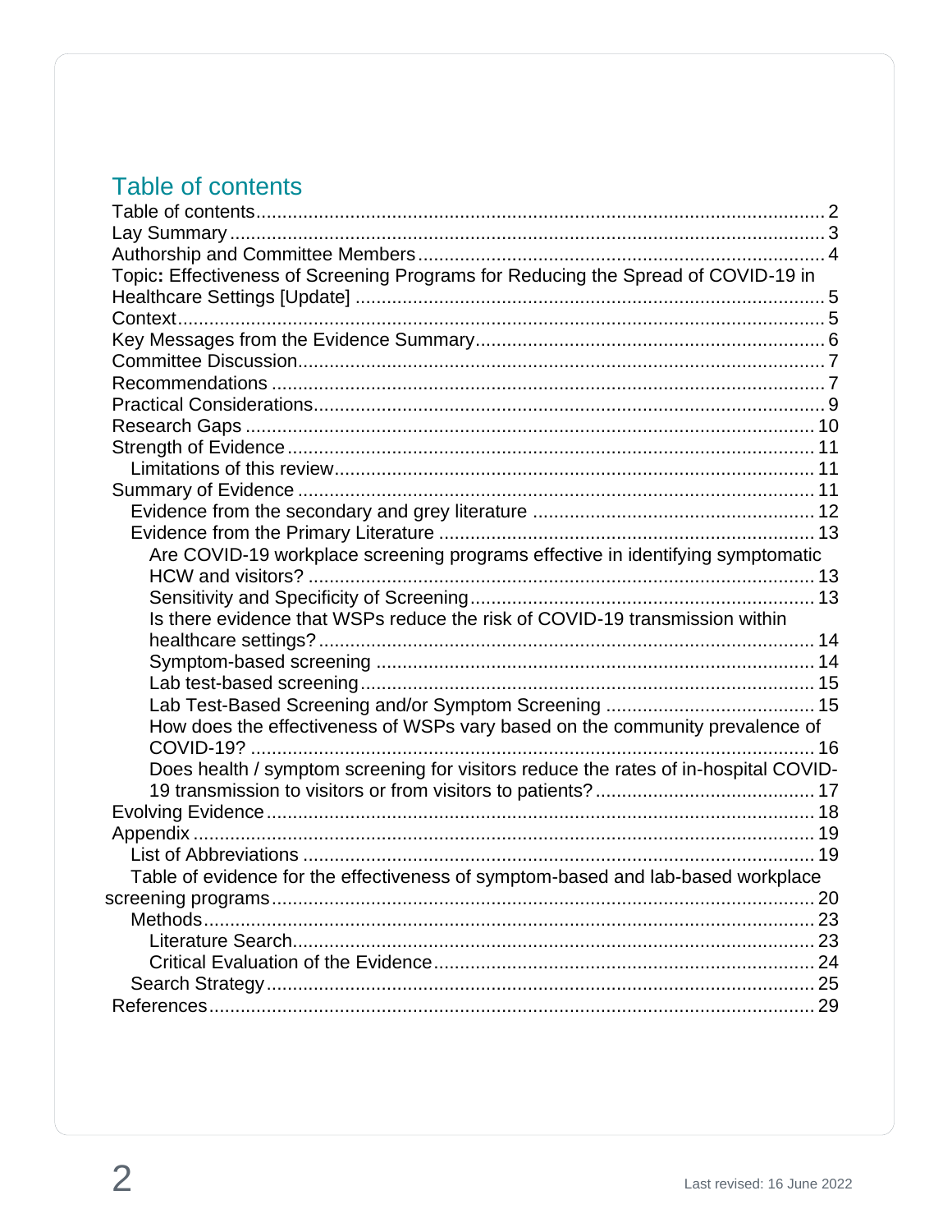# Table of contents

- Table of contents ..... 2
- Lay Summary ..... 3
- Authorship and Committee Members ..... 4
- Topic: Effectiveness of Screening Programs for Reducing the Spread of COVID-19 in Healthcare Settings [Update] ..... 5
- Context ..... 5
- Key Messages from the Evidence Summary ..... 6
- Committee Discussion ..... 7
- Recommendations ..... 7
- Practical Considerations ..... 9
- Research Gaps ..... 10
- Strength of Evidence ..... 11
  - Limitations of this review ..... 11
- Summary of Evidence ..... 11
  - Evidence from the secondary and grey literature ..... 12
  - Evidence from the Primary Literature ..... 13
    - Are COVID-19 workplace screening programs effective in identifying symptomatic HCW and visitors? ..... 13
    - Sensitivity and Specificity of Screening ..... 13
    - Is there evidence that WSPs reduce the risk of COVID-19 transmission within healthcare settings? ..... 14
    - Symptom-based screening ..... 14
    - Lab test-based screening ..... 15
    - Lab Test-Based Screening and/or Symptom Screening ..... 15
    - How does the effectiveness of WSPs vary based on the community prevalence of COVID-19? ..... 16
    - Does health / symptom screening for visitors reduce the rates of in-hospital COVID-19 transmission to visitors or from visitors to patients? ..... 17
- Evolving Evidence ..... 18
- Appendix ..... 19
  - List of Abbreviations ..... 19
  - Table of evidence for the effectiveness of symptom-based and lab-based workplace screening programs ..... 20
  - Methods ..... 23
    - Literature Search ..... 23
    - Critical Evaluation of the Evidence ..... 24
  - Search Strategy ..... 25
- References ..... 29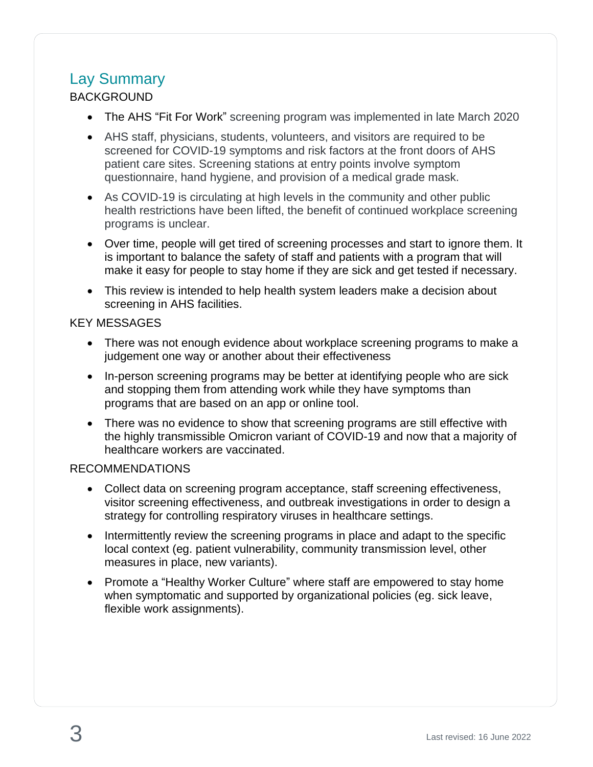## Lay Summary

### BACKGROUND

- The AHS “Fit For Work” screening program was implemented in late March 2020
- AHS staff, physicians, students, volunteers, and visitors are required to be screened for COVID-19 symptoms and risk factors at the front doors of AHS patient care sites. Screening stations at entry points involve symptom questionnaire, hand hygiene, and provision of a medical grade mask.
- As COVID-19 is circulating at high levels in the community and other public health restrictions have been lifted, the benefit of continued workplace screening programs is unclear.
- Over time, people will get tired of screening processes and start to ignore them. It is important to balance the safety of staff and patients with a program that will make it easy for people to stay home if they are sick and get tested if necessary.
- This review is intended to help health system leaders make a decision about screening in AHS facilities.

### KEY MESSAGES

- There was not enough evidence about workplace screening programs to make a judgement one way or another about their effectiveness
- In-person screening programs may be better at identifying people who are sick and stopping them from attending work while they have symptoms than programs that are based on an app or online tool.
- There was no evidence to show that screening programs are still effective with the highly transmissible Omicron variant of COVID-19 and now that a majority of healthcare workers are vaccinated.

### RECOMMENDATIONS

- Collect data on screening program acceptance, staff screening effectiveness, visitor screening effectiveness, and outbreak investigations in order to design a strategy for controlling respiratory viruses in healthcare settings.
- Intermittently review the screening programs in place and adapt to the specific local context (eg. patient vulnerability, community transmission level, other measures in place, new variants).
- Promote a “Healthy Worker Culture” where staff are empowered to stay home when symptomatic and supported by organizational policies (eg. sick leave, flexible work assignments).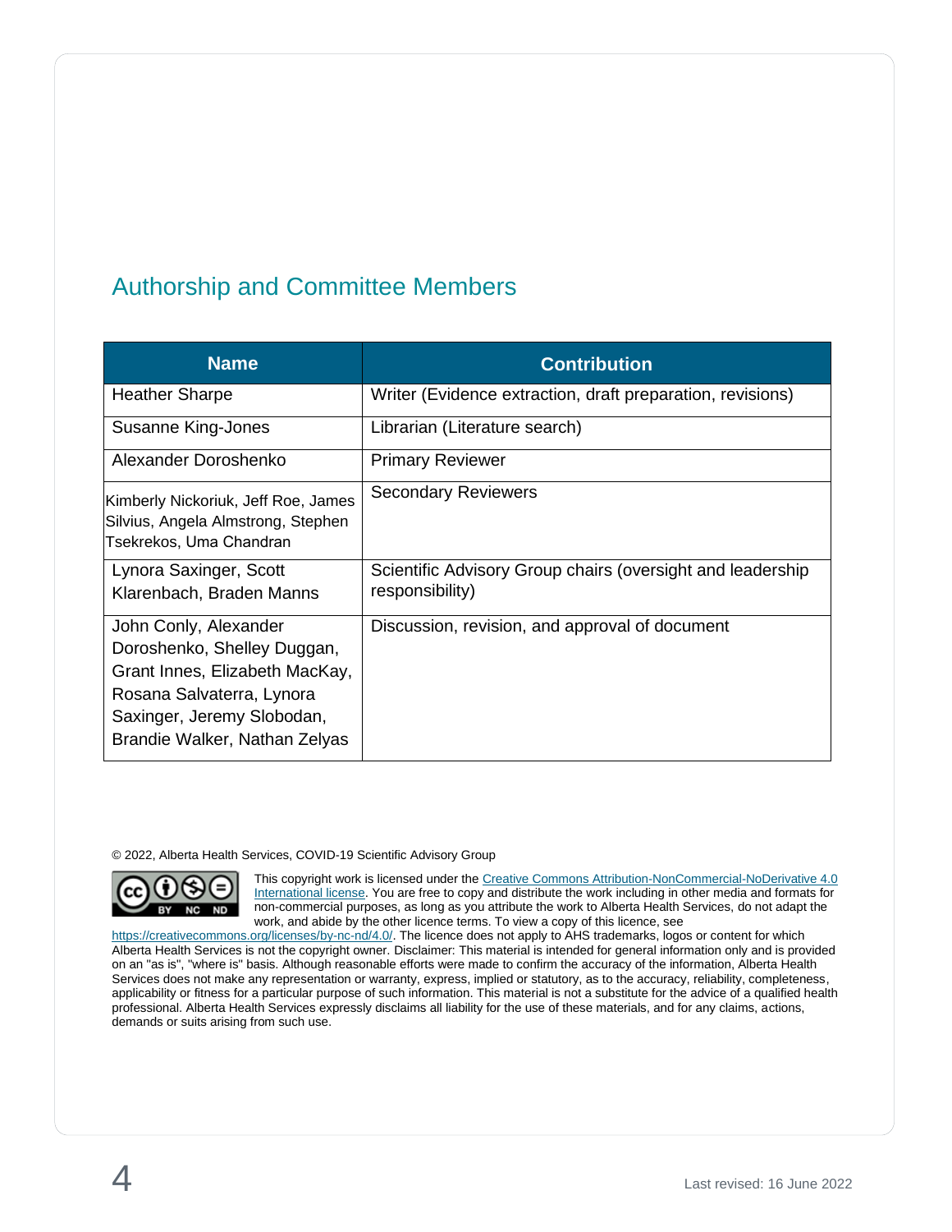## Authorship and Committee Members

| Name | Contribution |
| --- | --- |
| Heather Sharpe | Writer (Evidence extraction, draft preparation, revisions) |
| Susanne King-Jones | Librarian (Literature search) |
| Alexander Doroshenko | Primary Reviewer |
| Kimberly Nickoriuk, Jeff Roe, James Silvius, Angela Almstrong, Stephen Tsekrekos, Uma Chandran | Secondary Reviewers |
| Lynora Saxinger, Scott Klarenbach, Braden Manns | Scientific Advisory Group chairs (oversight and leadership responsibility) |
| John Conly, Alexander Doroshenko, Shelley Duggan, Grant Innes, Elizabeth MacKay, Rosana Salvaterra, Lynora Saxinger, Jeremy Slobodan, Brandie Walker, Nathan Zelyas | Discussion, revision, and approval of document |

© 2022, Alberta Health Services, COVID-19 Scientific Advisory Group

This copyright work is licensed under the Creative Commons Attribution-NonCommercial-NoDerivative 4.0 International license. You are free to copy and distribute the work including in other media and formats for non-commercial purposes, as long as you attribute the work to Alberta Health Services, do not adapt the work, and abide by the other licence terms. To view a copy of this licence, see https://creativecommons.org/licenses/by-nc-nd/4.0/. The licence does not apply to AHS trademarks, logos or content for which Alberta Health Services is not the copyright owner. Disclaimer: This material is intended for general information only and is provided on an "as is", "where is" basis. Although reasonable efforts were made to confirm the accuracy of the information, Alberta Health Services does not make any representation or warranty, express, implied or statutory, as to the accuracy, reliability, completeness, applicability or fitness for a particular purpose of such information. This material is not a substitute for the advice of a qualified health professional. Alberta Health Services expressly disclaims all liability for the use of these materials, and for any claims, actions, demands or suits arising from such use.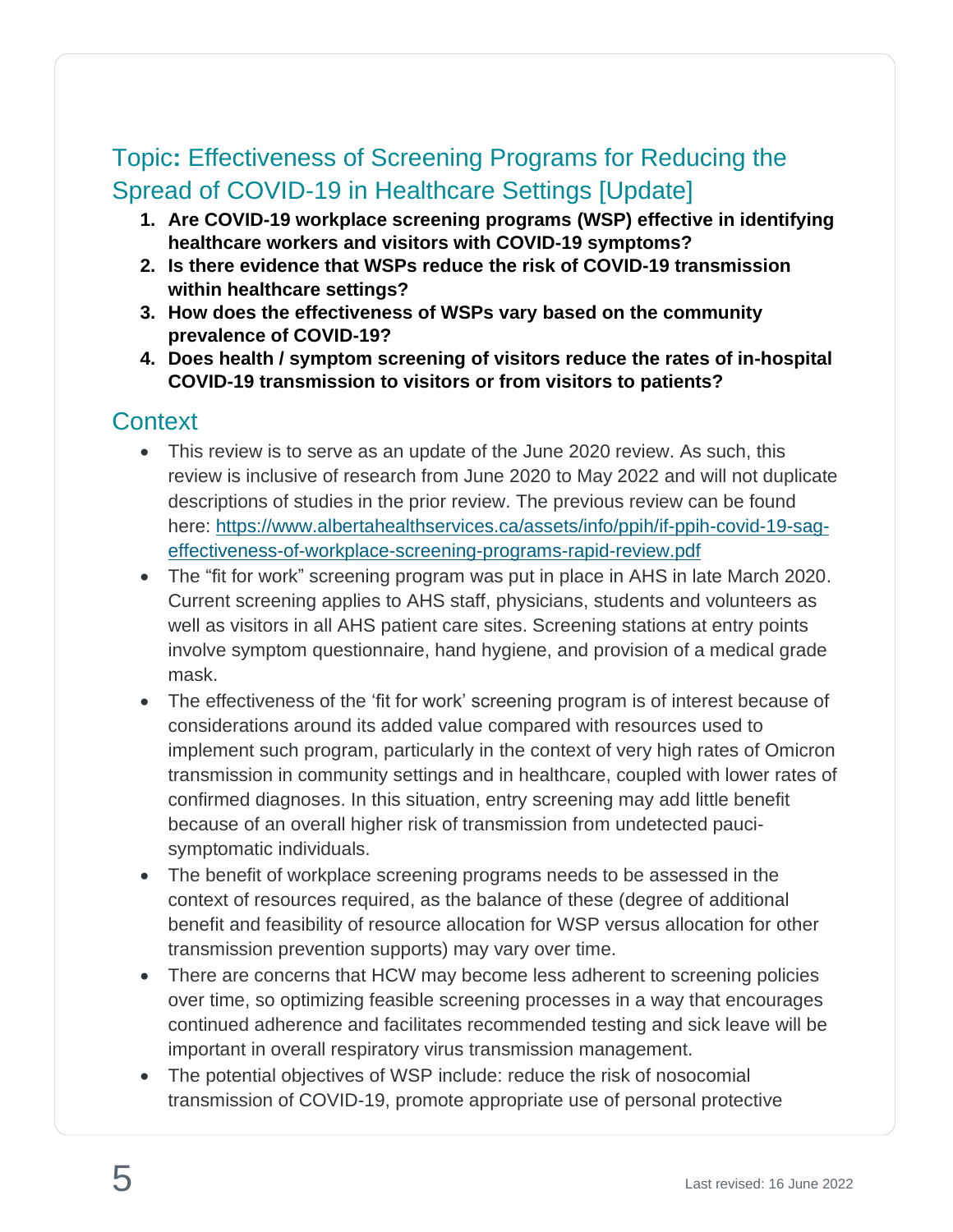## Topic: Effectiveness of Screening Programs for Reducing the Spread of COVID-19 in Healthcare Settings [Update]

1. **Are COVID-19 workplace screening programs (WSP) effective in identifying healthcare workers and visitors with COVID-19 symptoms?**
2. **Is there evidence that WSPs reduce the risk of COVID-19 transmission within healthcare settings?**
3. **How does the effectiveness of WSPs vary based on the community prevalence of COVID-19?**
4. **Does health / symptom screening of visitors reduce the rates of in-hospital COVID-19 transmission to visitors or from visitors to patients?**

## Context

- This review is to serve as an update of the June 2020 review. As such, this review is inclusive of research from June 2020 to May 2022 and will not duplicate descriptions of studies in the prior review. The previous review can be found here: [https://www.albertahealthservices.ca/assets/info/ppih/if-ppih-covid-19-sag-effectiveness-of-workplace-screening-programs-rapid-review.pdf](https://www.albertahealthservices.ca/assets/info/ppih/if-ppih-covid-19-sag-effectiveness-of-workplace-screening-programs-rapid-review.pdf)
- The "fit for work" screening program was put in place in AHS in late March 2020. Current screening applies to AHS staff, physicians, students and volunteers as well as visitors in all AHS patient care sites. Screening stations at entry points involve symptom questionnaire, hand hygiene, and provision of a medical grade mask.
- The effectiveness of the 'fit for work' screening program is of interest because of considerations around its added value compared with resources used to implement such program, particularly in the context of very high rates of Omicron transmission in community settings and in healthcare, coupled with lower rates of confirmed diagnoses. In this situation, entry screening may add little benefit because of an overall higher risk of transmission from undetected pauci-symptomatic individuals.
- The benefit of workplace screening programs needs to be assessed in the context of resources required, as the balance of these (degree of additional benefit and feasibility of resource allocation for WSP versus allocation for other transmission prevention supports) may vary over time.
- There are concerns that HCW may become less adherent to screening policies over time, so optimizing feasible screening processes in a way that encourages continued adherence and facilitates recommended testing and sick leave will be important in overall respiratory virus transmission management.
- The potential objectives of WSP include: reduce the risk of nosocomial transmission of COVID-19, promote appropriate use of personal protective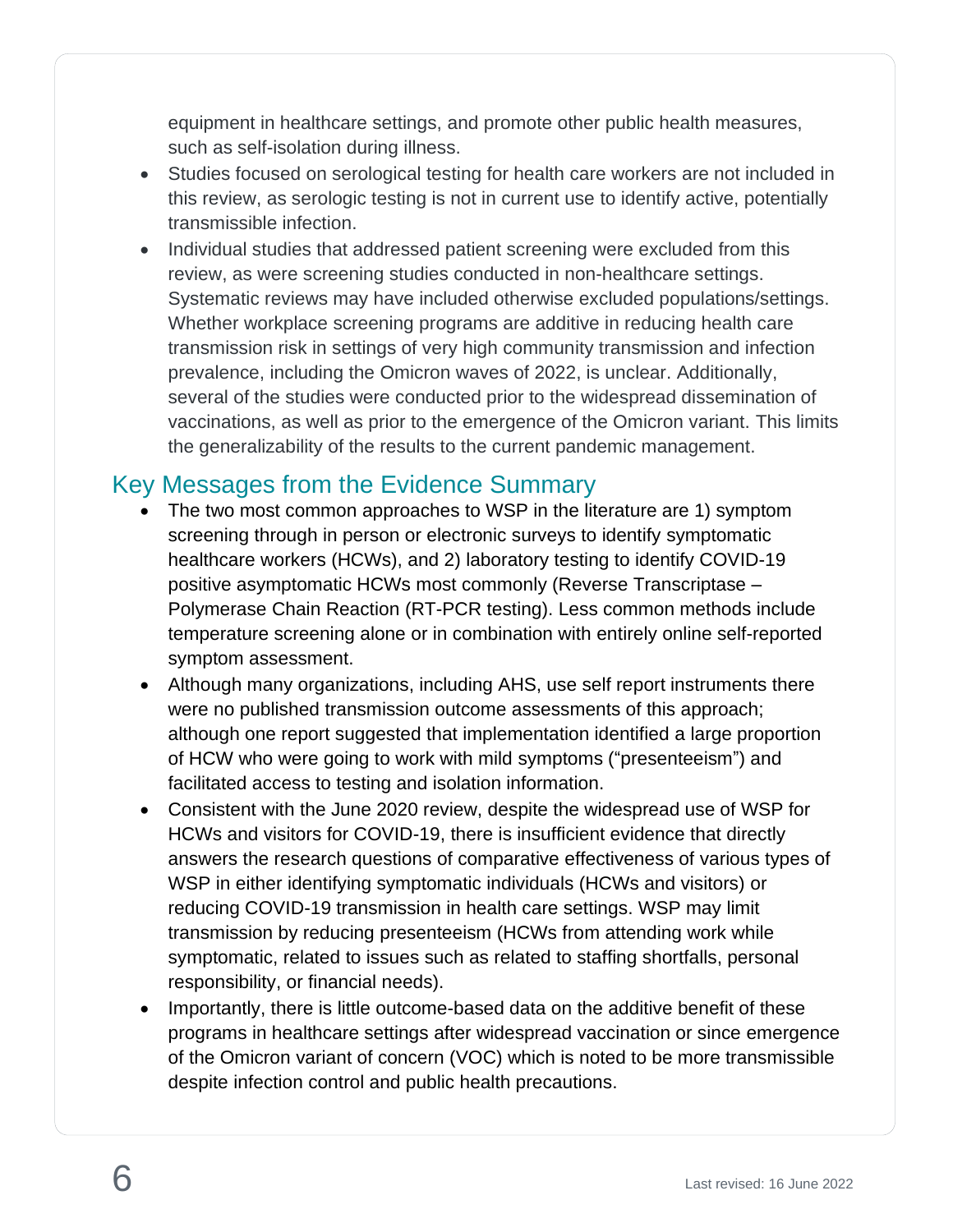equipment in healthcare settings, and promote other public health measures, such as self-isolation during illness.

- Studies focused on serological testing for health care workers are not included in this review, as serologic testing is not in current use to identify active, potentially transmissible infection.
- Individual studies that addressed patient screening were excluded from this review, as were screening studies conducted in non-healthcare settings. Systematic reviews may have included otherwise excluded populations/settings. Whether workplace screening programs are additive in reducing health care transmission risk in settings of very high community transmission and infection prevalence, including the Omicron waves of 2022, is unclear. Additionally, several of the studies were conducted prior to the widespread dissemination of vaccinations, as well as prior to the emergence of the Omicron variant. This limits the generalizability of the results to the current pandemic management.

## Key Messages from the Evidence Summary

- The two most common approaches to WSP in the literature are 1) symptom screening through in person or electronic surveys to identify symptomatic healthcare workers (HCWs), and 2) laboratory testing to identify COVID-19 positive asymptomatic HCWs most commonly (Reverse Transcriptase – Polymerase Chain Reaction (RT-PCR testing). Less common methods include temperature screening alone or in combination with entirely online self-reported symptom assessment.
- Although many organizations, including AHS, use self report instruments there were no published transmission outcome assessments of this approach; although one report suggested that implementation identified a large proportion of HCW who were going to work with mild symptoms ("presenteeism") and facilitated access to testing and isolation information.
- Consistent with the June 2020 review, despite the widespread use of WSP for HCWs and visitors for COVID-19, there is insufficient evidence that directly answers the research questions of comparative effectiveness of various types of WSP in either identifying symptomatic individuals (HCWs and visitors) or reducing COVID-19 transmission in health care settings. WSP may limit transmission by reducing presenteeism (HCWs from attending work while symptomatic, related to issues such as related to staffing shortfalls, personal responsibility, or financial needs).
- Importantly, there is little outcome-based data on the additive benefit of these programs in healthcare settings after widespread vaccination or since emergence of the Omicron variant of concern (VOC) which is noted to be more transmissible despite infection control and public health precautions.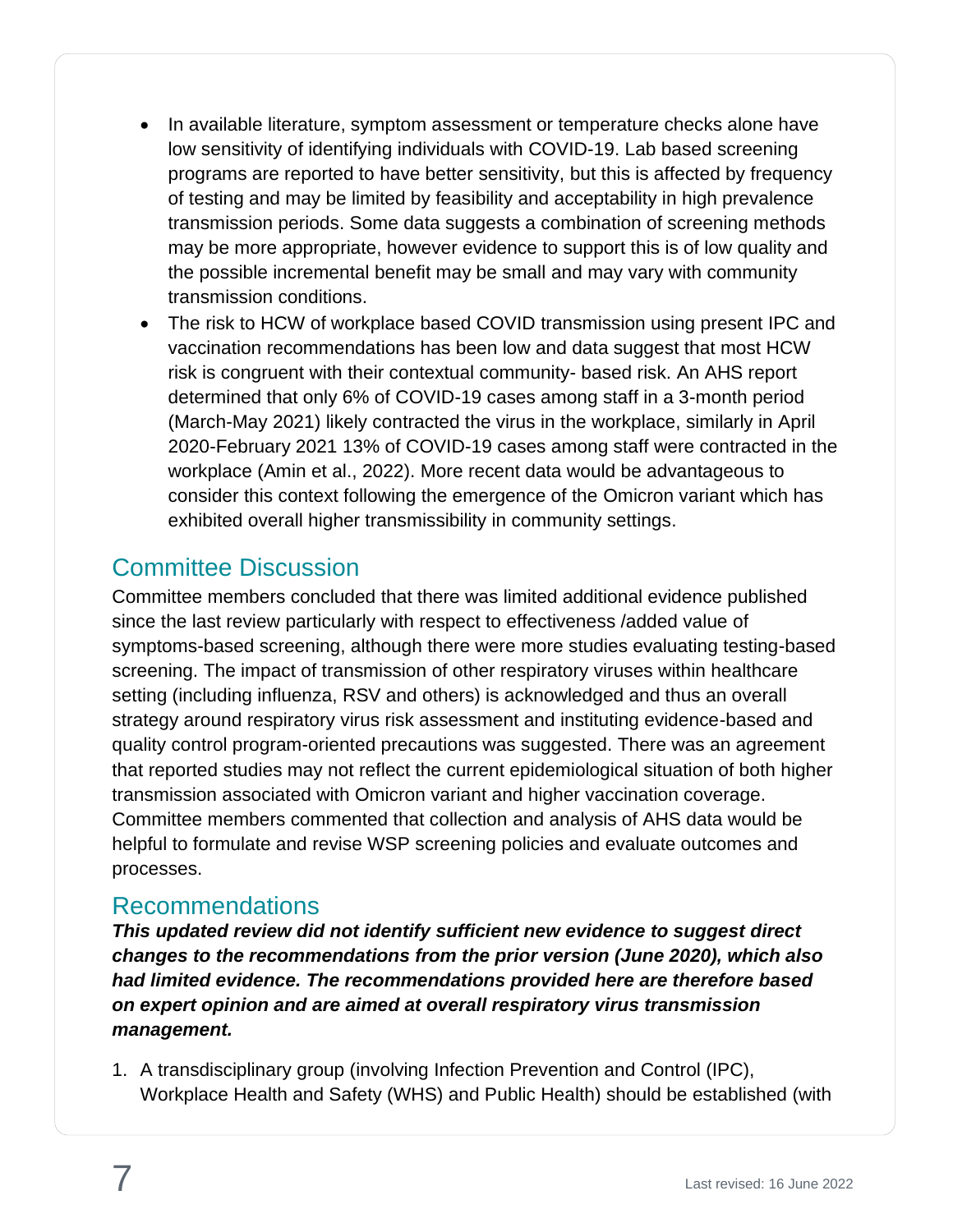- In available literature, symptom assessment or temperature checks alone have low sensitivity of identifying individuals with COVID-19. Lab based screening programs are reported to have better sensitivity, but this is affected by frequency of testing and may be limited by feasibility and acceptability in high prevalence transmission periods. Some data suggests a combination of screening methods may be more appropriate, however evidence to support this is of low quality and the possible incremental benefit may be small and may vary with community transmission conditions.
- The risk to HCW of workplace based COVID transmission using present IPC and vaccination recommendations has been low and data suggest that most HCW risk is congruent with their contextual community- based risk. An AHS report determined that only 6% of COVID-19 cases among staff in a 3-month period (March-May 2021) likely contracted the virus in the workplace, similarly in April 2020-February 2021 13% of COVID-19 cases among staff were contracted in the workplace (Amin et al., 2022). More recent data would be advantageous to consider this context following the emergence of the Omicron variant which has exhibited overall higher transmissibility in community settings.

## Committee Discussion

Committee members concluded that there was limited additional evidence published since the last review particularly with respect to effectiveness /added value of symptoms-based screening, although there were more studies evaluating testing-based screening. The impact of transmission of other respiratory viruses within healthcare setting (including influenza, RSV and others) is acknowledged and thus an overall strategy around respiratory virus risk assessment and instituting evidence-based and quality control program-oriented precautions was suggested. There was an agreement that reported studies may not reflect the current epidemiological situation of both higher transmission associated with Omicron variant and higher vaccination coverage. Committee members commented that collection and analysis of AHS data would be helpful to formulate and revise WSP screening policies and evaluate outcomes and processes.

## Recommendations

***This updated review did not identify sufficient new evidence to suggest direct changes to the recommendations from the prior version (June 2020), which also had limited evidence. The recommendations provided here are therefore based on expert opinion and are aimed at overall respiratory virus transmission management.***

1. A transdisciplinary group (involving Infection Prevention and Control (IPC), Workplace Health and Safety (WHS) and Public Health) should be established (with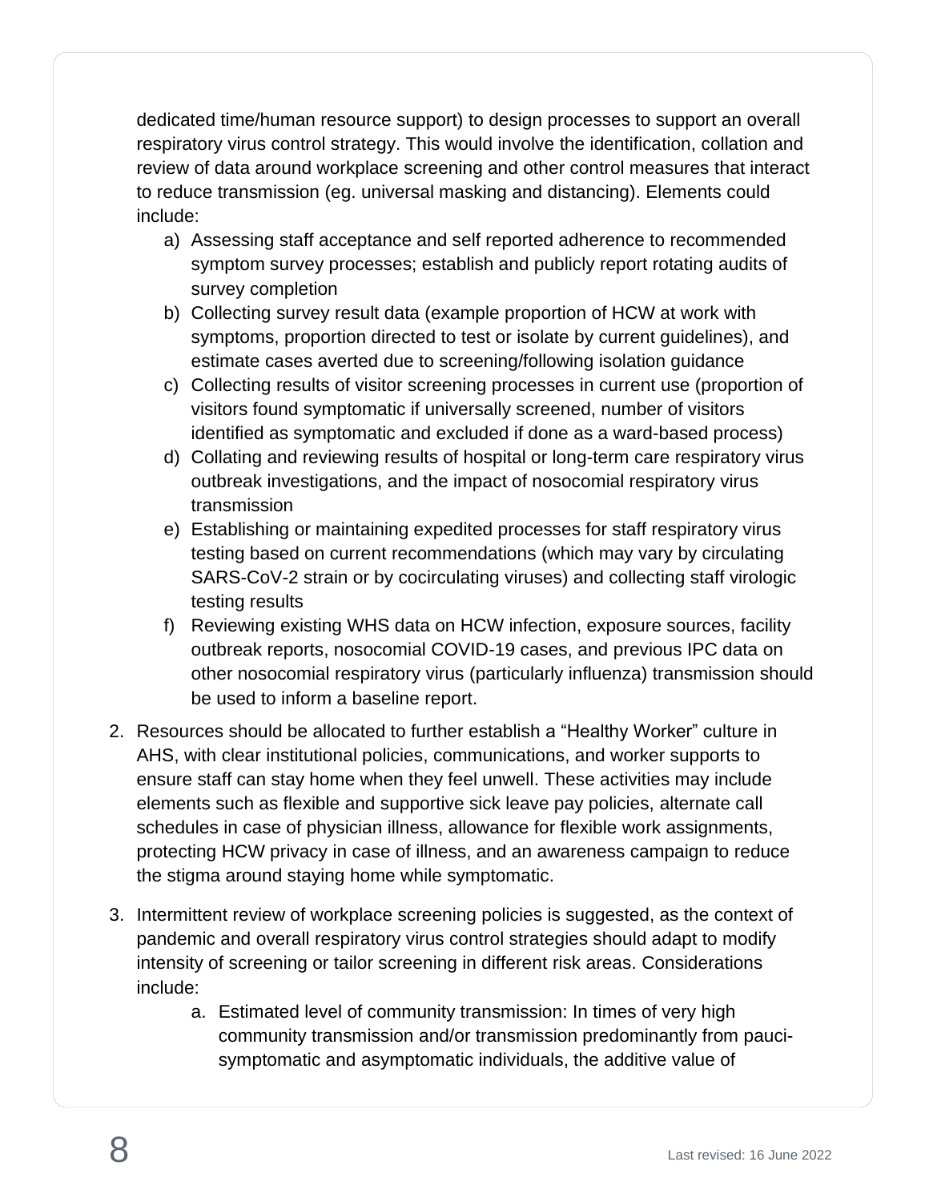dedicated time/human resource support) to design processes to support an overall respiratory virus control strategy. This would involve the identification, collation and review of data around workplace screening and other control measures that interact to reduce transmission (eg. universal masking and distancing). Elements could include:

   a) Assessing staff acceptance and self reported adherence to recommended symptom survey processes; establish and publicly report rotating audits of survey completion
   b) Collecting survey result data (example proportion of HCW at work with symptoms, proportion directed to test or isolate by current guidelines), and estimate cases averted due to screening/following isolation guidance
   c) Collecting results of visitor screening processes in current use (proportion of visitors found symptomatic if universally screened, number of visitors identified as symptomatic and excluded if done as a ward-based process)
   d) Collating and reviewing results of hospital or long-term care respiratory virus outbreak investigations, and the impact of nosocomial respiratory virus transmission
   e) Establishing or maintaining expedited processes for staff respiratory virus testing based on current recommendations (which may vary by circulating SARS-CoV-2 strain or by cocirculating viruses) and collecting staff virologic testing results
   f) Reviewing existing WHS data on HCW infection, exposure sources, facility outbreak reports, nosocomial COVID-19 cases, and previous IPC data on other nosocomial respiratory virus (particularly influenza) transmission should be used to inform a baseline report.

2. Resources should be allocated to further establish a “Healthy Worker” culture in AHS, with clear institutional policies, communications, and worker supports to ensure staff can stay home when they feel unwell. These activities may include elements such as flexible and supportive sick leave pay policies, alternate call schedules in case of physician illness, allowance for flexible work assignments, protecting HCW privacy in case of illness, and an awareness campaign to reduce the stigma around staying home while symptomatic.

3. Intermittent review of workplace screening policies is suggested, as the context of pandemic and overall respiratory virus control strategies should adapt to modify intensity of screening or tailor screening in different risk areas. Considerations include:

   a. Estimated level of community transmission: In times of very high community transmission and/or transmission predominantly from pauci-symptomatic and asymptomatic individuals, the additive value of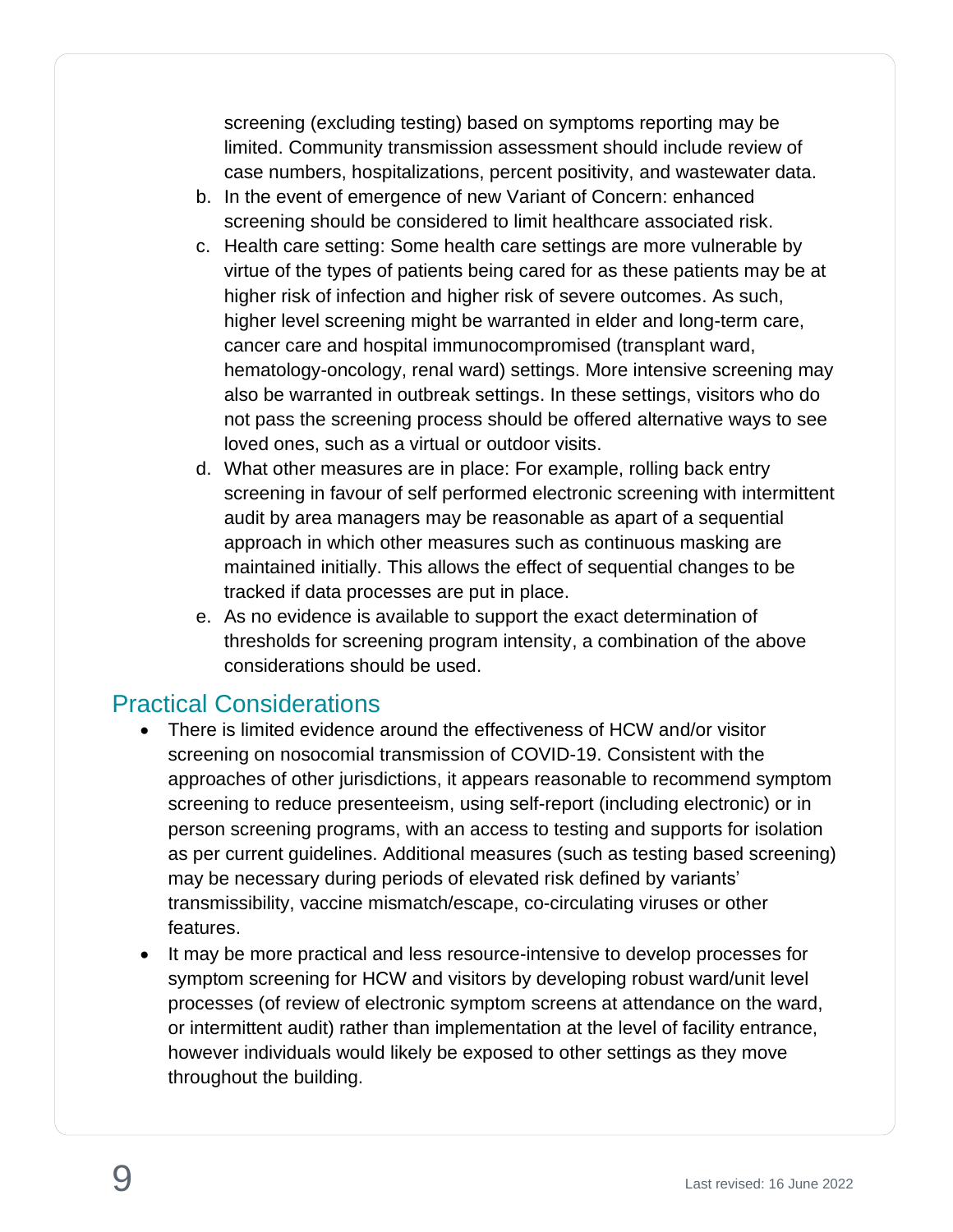screening (excluding testing) based on symptoms reporting may be limited. Community transmission assessment should include review of case numbers, hospitalizations, percent positivity, and wastewater data.

b. In the event of emergence of new Variant of Concern: enhanced screening should be considered to limit healthcare associated risk.
c. Health care setting: Some health care settings are more vulnerable by virtue of the types of patients being cared for as these patients may be at higher risk of infection and higher risk of severe outcomes. As such, higher level screening might be warranted in elder and long-term care, cancer care and hospital immunocompromised (transplant ward, hematology-oncology, renal ward) settings. More intensive screening may also be warranted in outbreak settings. In these settings, visitors who do not pass the screening process should be offered alternative ways to see loved ones, such as a virtual or outdoor visits.
d. What other measures are in place: For example, rolling back entry screening in favour of self performed electronic screening with intermittent audit by area managers may be reasonable as apart of a sequential approach in which other measures such as continuous masking are maintained initially. This allows the effect of sequential changes to be tracked if data processes are put in place.
e. As no evidence is available to support the exact determination of thresholds for screening program intensity, a combination of the above considerations should be used.

## Practical Considerations

- There is limited evidence around the effectiveness of HCW and/or visitor screening on nosocomial transmission of COVID-19. Consistent with the approaches of other jurisdictions, it appears reasonable to recommend symptom screening to reduce presenteeism, using self-report (including electronic) or in person screening programs, with an access to testing and supports for isolation as per current guidelines. Additional measures (such as testing based screening) may be necessary during periods of elevated risk defined by variants' transmissibility, vaccine mismatch/escape, co-circulating viruses or other features.
- It may be more practical and less resource-intensive to develop processes for symptom screening for HCW and visitors by developing robust ward/unit level processes (of review of electronic symptom screens at attendance on the ward, or intermittent audit) rather than implementation at the level of facility entrance, however individuals would likely be exposed to other settings as they move throughout the building.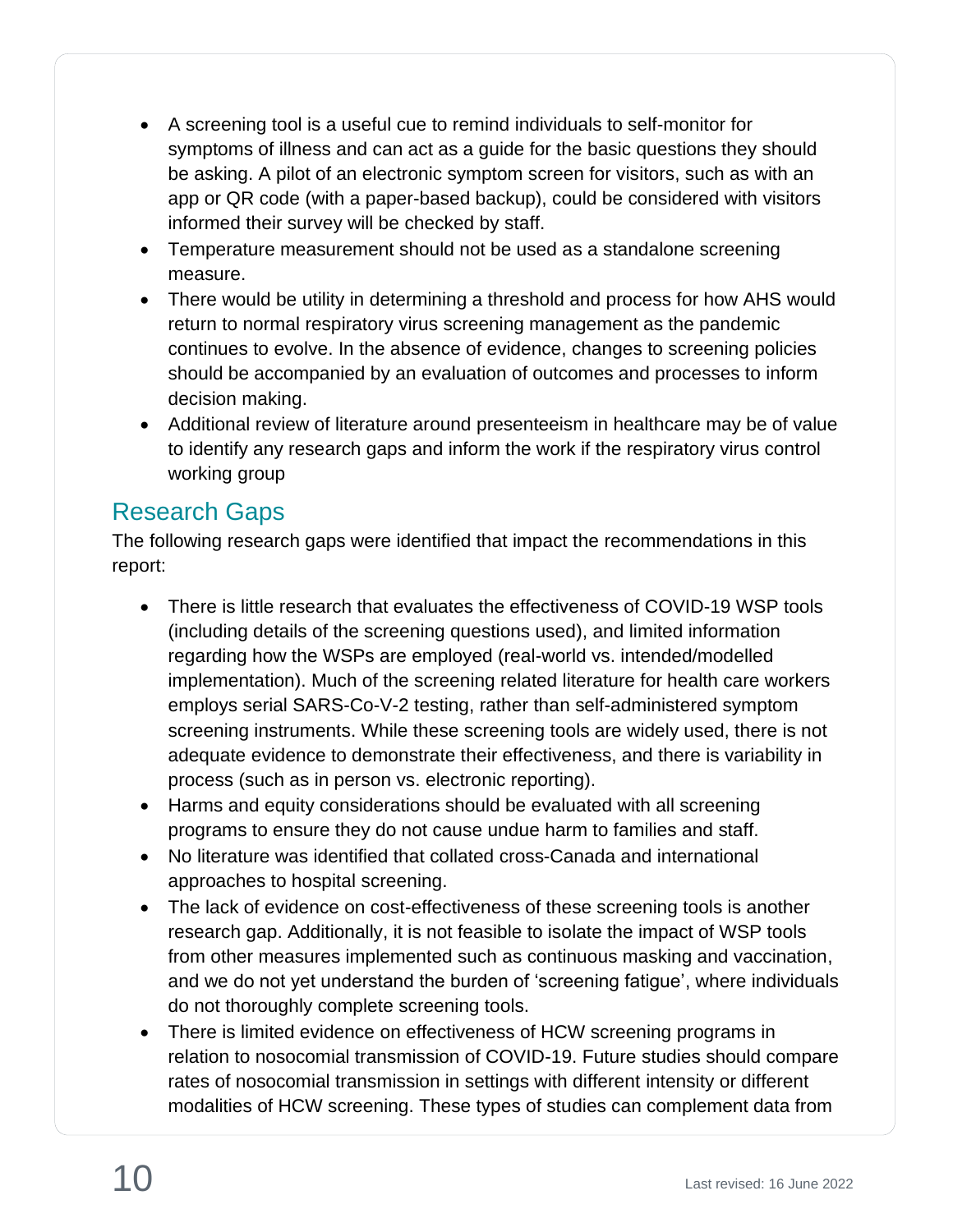- A screening tool is a useful cue to remind individuals to self-monitor for symptoms of illness and can act as a guide for the basic questions they should be asking. A pilot of an electronic symptom screen for visitors, such as with an app or QR code (with a paper-based backup), could be considered with visitors informed their survey will be checked by staff.
- Temperature measurement should not be used as a standalone screening measure.
- There would be utility in determining a threshold and process for how AHS would return to normal respiratory virus screening management as the pandemic continues to evolve. In the absence of evidence, changes to screening policies should be accompanied by an evaluation of outcomes and processes to inform decision making.
- Additional review of literature around presenteeism in healthcare may be of value to identify any research gaps and inform the work if the respiratory virus control working group

## Research Gaps

The following research gaps were identified that impact the recommendations in this report:

- There is little research that evaluates the effectiveness of COVID-19 WSP tools (including details of the screening questions used), and limited information regarding how the WSPs are employed (real-world vs. intended/modelled implementation). Much of the screening related literature for health care workers employs serial SARS-Co-V-2 testing, rather than self-administered symptom screening instruments. While these screening tools are widely used, there is not adequate evidence to demonstrate their effectiveness, and there is variability in process (such as in person vs. electronic reporting).
- Harms and equity considerations should be evaluated with all screening programs to ensure they do not cause undue harm to families and staff.
- No literature was identified that collated cross-Canada and international approaches to hospital screening.
- The lack of evidence on cost-effectiveness of these screening tools is another research gap. Additionally, it is not feasible to isolate the impact of WSP tools from other measures implemented such as continuous masking and vaccination, and we do not yet understand the burden of 'screening fatigue', where individuals do not thoroughly complete screening tools.
- There is limited evidence on effectiveness of HCW screening programs in relation to nosocomial transmission of COVID-19. Future studies should compare rates of nosocomial transmission in settings with different intensity or different modalities of HCW screening. These types of studies can complement data from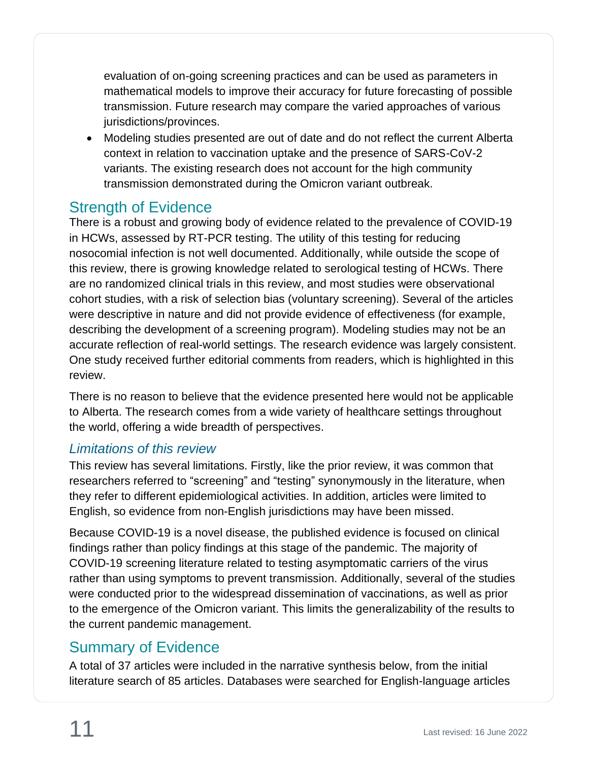evaluation of on-going screening practices and can be used as parameters in mathematical models to improve their accuracy for future forecasting of possible transmission. Future research may compare the varied approaches of various jurisdictions/provinces.

- Modeling studies presented are out of date and do not reflect the current Alberta context in relation to vaccination uptake and the presence of SARS-CoV-2 variants. The existing research does not account for the high community transmission demonstrated during the Omicron variant outbreak.

## Strength of Evidence

There is a robust and growing body of evidence related to the prevalence of COVID-19 in HCWs, assessed by RT-PCR testing. The utility of this testing for reducing nosocomial infection is not well documented. Additionally, while outside the scope of this review, there is growing knowledge related to serological testing of HCWs. There are no randomized clinical trials in this review, and most studies were observational cohort studies, with a risk of selection bias (voluntary screening). Several of the articles were descriptive in nature and did not provide evidence of effectiveness (for example, describing the development of a screening program). Modeling studies may not be an accurate reflection of real-world settings. The research evidence was largely consistent. One study received further editorial comments from readers, which is highlighted in this review.

There is no reason to believe that the evidence presented here would not be applicable to Alberta. The research comes from a wide variety of healthcare settings throughout the world, offering a wide breadth of perspectives.

### *Limitations of this review*

This review has several limitations. Firstly, like the prior review, it was common that researchers referred to “screening” and “testing” synonymously in the literature, when they refer to different epidemiological activities. In addition, articles were limited to English, so evidence from non-English jurisdictions may have been missed.

Because COVID-19 is a novel disease, the published evidence is focused on clinical findings rather than policy findings at this stage of the pandemic. The majority of COVID-19 screening literature related to testing asymptomatic carriers of the virus rather than using symptoms to prevent transmission. Additionally, several of the studies were conducted prior to the widespread dissemination of vaccinations, as well as prior to the emergence of the Omicron variant. This limits the generalizability of the results to the current pandemic management.

## Summary of Evidence

A total of 37 articles were included in the narrative synthesis below, from the initial literature search of 85 articles. Databases were searched for English-language articles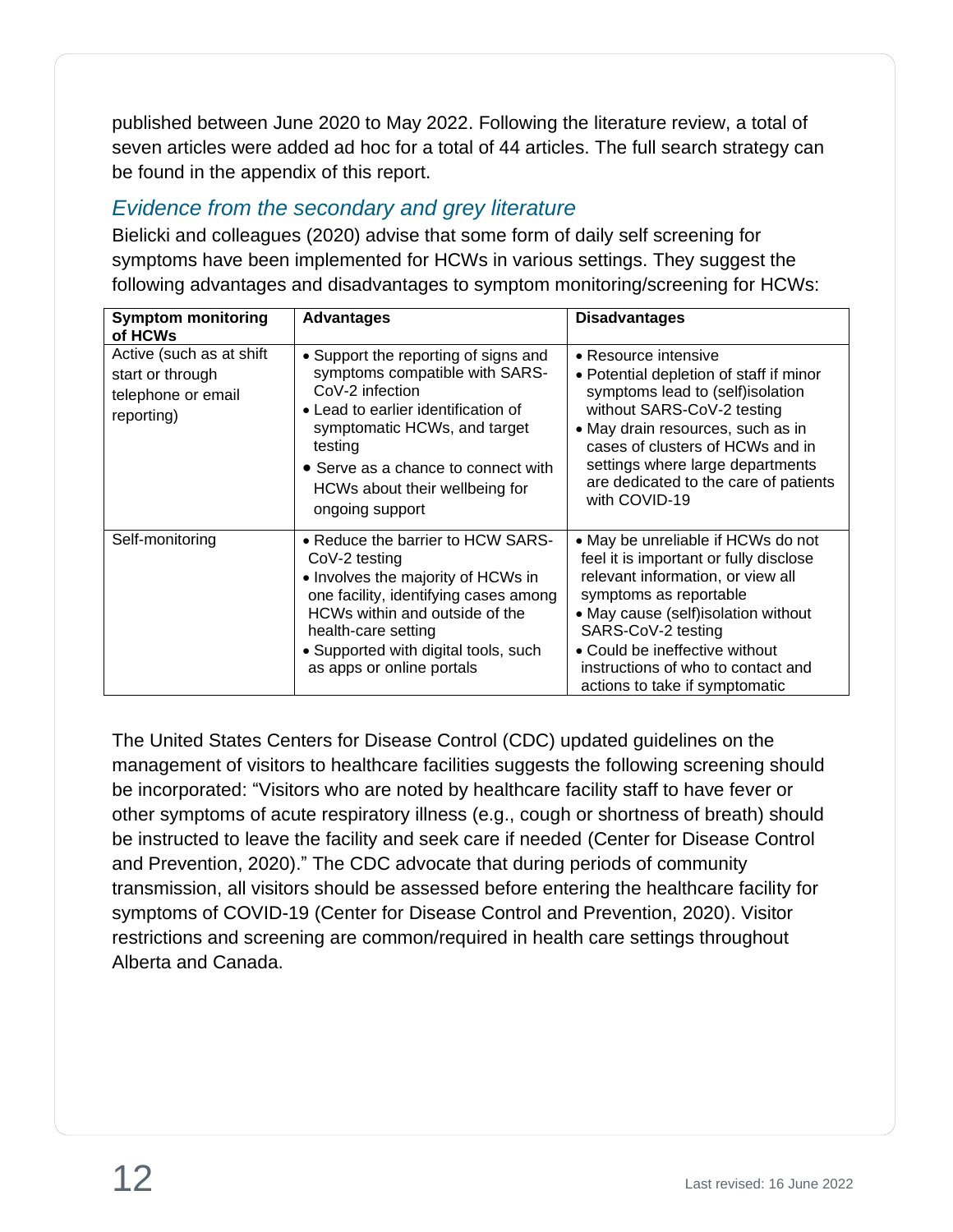published between June 2020 to May 2022. Following the literature review, a total of seven articles were added ad hoc for a total of 44 articles. The full search strategy can be found in the appendix of this report.

### *Evidence from the secondary and grey literature*

Bielicki and colleagues (2020) advise that some form of daily self screening for symptoms have been implemented for HCWs in various settings. They suggest the following advantages and disadvantages to symptom monitoring/screening for HCWs:

| Symptom monitoring of HCWs | Advantages | Disadvantages |
|---|---|---|
| Active (such as at shift start or through telephone or email reporting) | • Support the reporting of signs and symptoms compatible with SARS-CoV-2 infection<br>• Lead to earlier identification of symptomatic HCWs, and target testing<br>• Serve as a chance to connect with HCWs about their wellbeing for ongoing support | • Resource intensive<br>• Potential depletion of staff if minor symptoms lead to (self)isolation without SARS-CoV-2 testing<br>• May drain resources, such as in cases of clusters of HCWs and in settings where large departments are dedicated to the care of patients with COVID-19 |
| Self-monitoring | • Reduce the barrier to HCW SARS-CoV-2 testing<br>• Involves the majority of HCWs in one facility, identifying cases among HCWs within and outside of the health-care setting<br>• Supported with digital tools, such as apps or online portals | • May be unreliable if HCWs do not feel it is important or fully disclose relevant information, or view all symptoms as reportable<br>• May cause (self)isolation without SARS-CoV-2 testing<br>• Could be ineffective without instructions of who to contact and actions to take if symptomatic |

The United States Centers for Disease Control (CDC) updated guidelines on the management of visitors to healthcare facilities suggests the following screening should be incorporated: "Visitors who are noted by healthcare facility staff to have fever or other symptoms of acute respiratory illness (e.g., cough or shortness of breath) should be instructed to leave the facility and seek care if needed (Center for Disease Control and Prevention, 2020)." The CDC advocate that during periods of community transmission, all visitors should be assessed before entering the healthcare facility for symptoms of COVID-19 (Center for Disease Control and Prevention, 2020). Visitor restrictions and screening are common/required in health care settings throughout Alberta and Canada.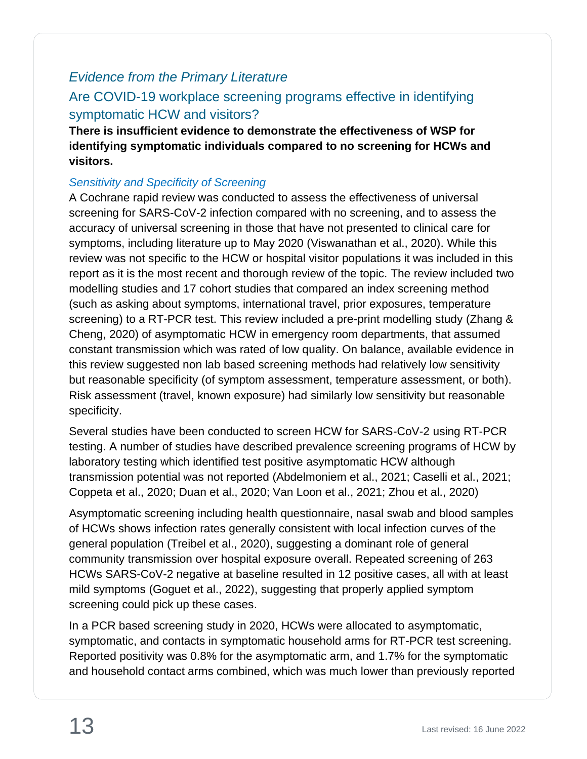### *Evidence from the Primary Literature*

### Are COVID-19 workplace screening programs effective in identifying symptomatic HCW and visitors?

**There is insufficient evidence to demonstrate the effectiveness of WSP for identifying symptomatic individuals compared to no screening for HCWs and visitors.**

#### *Sensitivity and Specificity of Screening*

A Cochrane rapid review was conducted to assess the effectiveness of universal screening for SARS-CoV-2 infection compared with no screening, and to assess the accuracy of universal screening in those that have not presented to clinical care for symptoms, including literature up to May 2020 (Viswanathan et al., 2020). While this review was not specific to the HCW or hospital visitor populations it was included in this report as it is the most recent and thorough review of the topic. The review included two modelling studies and 17 cohort studies that compared an index screening method (such as asking about symptoms, international travel, prior exposures, temperature screening) to a RT-PCR test. This review included a pre-print modelling study (Zhang & Cheng, 2020) of asymptomatic HCW in emergency room departments, that assumed constant transmission which was rated of low quality. On balance, available evidence in this review suggested non lab based screening methods had relatively low sensitivity but reasonable specificity (of symptom assessment, temperature assessment, or both). Risk assessment (travel, known exposure) had similarly low sensitivity but reasonable specificity.

Several studies have been conducted to screen HCW for SARS-CoV-2 using RT-PCR testing. A number of studies have described prevalence screening programs of HCW by laboratory testing which identified test positive asymptomatic HCW although transmission potential was not reported (Abdelmoniem et al., 2021; Caselli et al., 2021; Coppeta et al., 2020; Duan et al., 2020; Van Loon et al., 2021; Zhou et al., 2020)

Asymptomatic screening including health questionnaire, nasal swab and blood samples of HCWs shows infection rates generally consistent with local infection curves of the general population (Treibel et al., 2020), suggesting a dominant role of general community transmission over hospital exposure overall. Repeated screening of 263 HCWs SARS-CoV-2 negative at baseline resulted in 12 positive cases, all with at least mild symptoms (Goguet et al., 2022), suggesting that properly applied symptom screening could pick up these cases.

In a PCR based screening study in 2020, HCWs were allocated to asymptomatic, symptomatic, and contacts in symptomatic household arms for RT-PCR test screening. Reported positivity was 0.8% for the asymptomatic arm, and 1.7% for the symptomatic and household contact arms combined, which was much lower than previously reported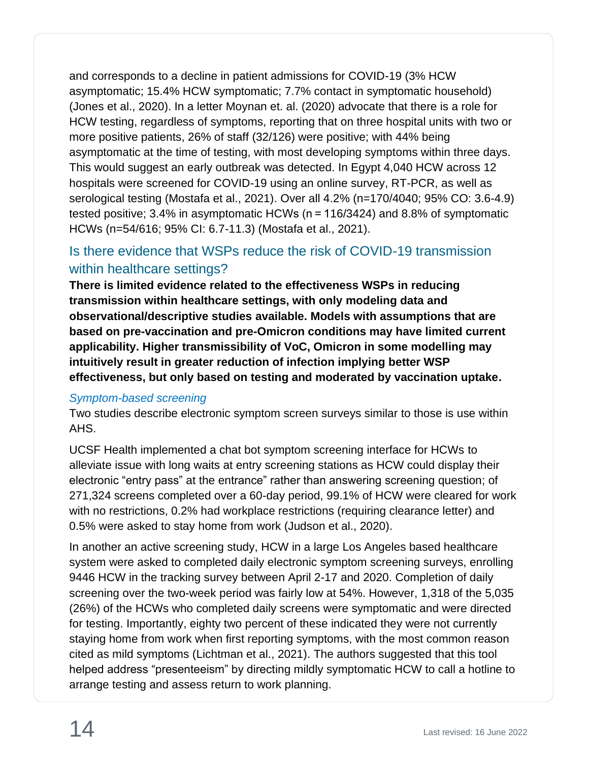and corresponds to a decline in patient admissions for COVID-19 (3% HCW asymptomatic; 15.4% HCW symptomatic; 7.7% contact in symptomatic household) (Jones et al., 2020). In a letter Moynan et. al. (2020) advocate that there is a role for HCW testing, regardless of symptoms, reporting that on three hospital units with two or more positive patients, 26% of staff (32/126) were positive; with 44% being asymptomatic at the time of testing, with most developing symptoms within three days. This would suggest an early outbreak was detected. In Egypt 4,040 HCW across 12 hospitals were screened for COVID-19 using an online survey, RT-PCR, as well as serological testing (Mostafa et al., 2021). Over all 4.2% (n=170/4040; 95% CO: 3.6-4.9) tested positive; 3.4% in asymptomatic HCWs (n = 116/3424) and 8.8% of symptomatic HCWs (n=54/616; 95% CI: 6.7-11.3) (Mostafa et al., 2021).

## Is there evidence that WSPs reduce the risk of COVID-19 transmission within healthcare settings?

**There is limited evidence related to the effectiveness WSPs in reducing transmission within healthcare settings, with only modeling data and observational/descriptive studies available. Models with assumptions that are based on pre-vaccination and pre-Omicron conditions may have limited current applicability. Higher transmissibility of VoC, Omicron in some modelling may intuitively result in greater reduction of infection implying better WSP effectiveness, but only based on testing and moderated by vaccination uptake.**

### *Symptom-based screening*

Two studies describe electronic symptom screen surveys similar to those is use within AHS.

UCSF Health implemented a chat bot symptom screening interface for HCWs to alleviate issue with long waits at entry screening stations as HCW could display their electronic "entry pass" at the entrance" rather than answering screening question; of 271,324 screens completed over a 60-day period, 99.1% of HCW were cleared for work with no restrictions, 0.2% had workplace restrictions (requiring clearance letter) and 0.5% were asked to stay home from work (Judson et al., 2020).

In another an active screening study, HCW in a large Los Angeles based healthcare system were asked to completed daily electronic symptom screening surveys, enrolling 9446 HCW in the tracking survey between April 2-17 and 2020. Completion of daily screening over the two-week period was fairly low at 54%. However, 1,318 of the 5,035 (26%) of the HCWs who completed daily screens were symptomatic and were directed for testing. Importantly, eighty two percent of these indicated they were not currently staying home from work when first reporting symptoms, with the most common reason cited as mild symptoms (Lichtman et al., 2021). The authors suggested that this tool helped address "presenteeism" by directing mildly symptomatic HCW to call a hotline to arrange testing and assess return to work planning.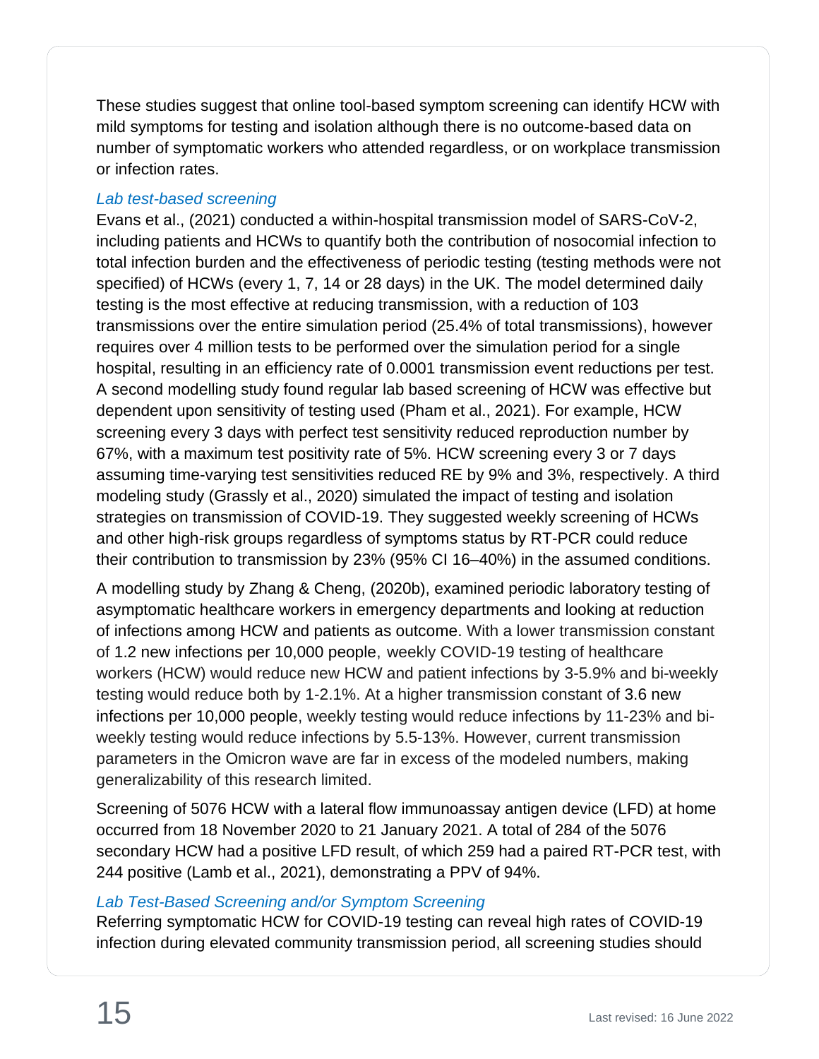These studies suggest that online tool-based symptom screening can identify HCW with mild symptoms for testing and isolation although there is no outcome-based data on number of symptomatic workers who attended regardless, or on workplace transmission or infection rates.

*Lab test-based screening*

Evans et al., (2021) conducted a within-hospital transmission model of SARS-CoV-2, including patients and HCWs to quantify both the contribution of nosocomial infection to total infection burden and the effectiveness of periodic testing (testing methods were not specified) of HCWs (every 1, 7, 14 or 28 days) in the UK. The model determined daily testing is the most effective at reducing transmission, with a reduction of 103 transmissions over the entire simulation period (25.4% of total transmissions), however requires over 4 million tests to be performed over the simulation period for a single hospital, resulting in an efficiency rate of 0.0001 transmission event reductions per test. A second modelling study found regular lab based screening of HCW was effective but dependent upon sensitivity of testing used (Pham et al., 2021). For example, HCW screening every 3 days with perfect test sensitivity reduced reproduction number by 67%, with a maximum test positivity rate of 5%. HCW screening every 3 or 7 days assuming time-varying test sensitivities reduced RE by 9% and 3%, respectively. A third modeling study (Grassly et al., 2020) simulated the impact of testing and isolation strategies on transmission of COVID-19. They suggested weekly screening of HCWs and other high-risk groups regardless of symptoms status by RT-PCR could reduce their contribution to transmission by 23% (95% CI 16–40%) in the assumed conditions.

A modelling study by Zhang & Cheng, (2020b), examined periodic laboratory testing of asymptomatic healthcare workers in emergency departments and looking at reduction of infections among HCW and patients as outcome. With a lower transmission constant of 1.2 new infections per 10,000 people, weekly COVID-19 testing of healthcare workers (HCW) would reduce new HCW and patient infections by 3-5.9% and bi-weekly testing would reduce both by 1-2.1%. At a higher transmission constant of 3.6 new infections per 10,000 people, weekly testing would reduce infections by 11-23% and bi-weekly testing would reduce infections by 5.5-13%. However, current transmission parameters in the Omicron wave are far in excess of the modeled numbers, making generalizability of this research limited.

Screening of 5076 HCW with a lateral flow immunoassay antigen device (LFD) at home occurred from 18 November 2020 to 21 January 2021. A total of 284 of the 5076 secondary HCW had a positive LFD result, of which 259 had a paired RT-PCR test, with 244 positive (Lamb et al., 2021), demonstrating a PPV of 94%.

*Lab Test-Based Screening and/or Symptom Screening*

Referring symptomatic HCW for COVID-19 testing can reveal high rates of COVID-19 infection during elevated community transmission period, all screening studies should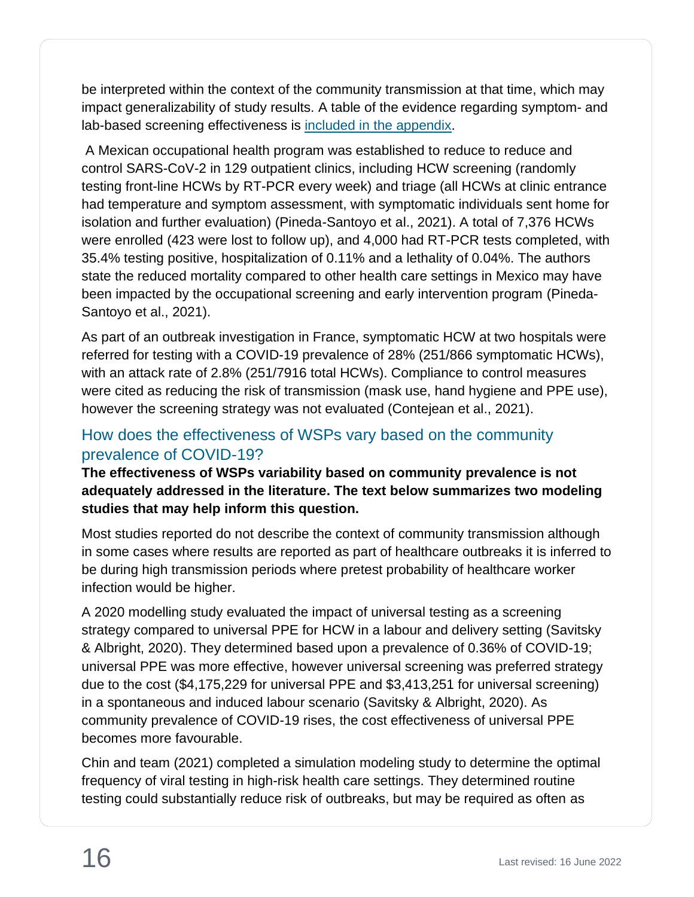be interpreted within the context of the community transmission at that time, which may impact generalizability of study results. A table of the evidence regarding symptom- and lab-based screening effectiveness is [included in the appendix](#).

A Mexican occupational health program was established to reduce to reduce and control SARS-CoV-2 in 129 outpatient clinics, including HCW screening (randomly testing front-line HCWs by RT-PCR every week) and triage (all HCWs at clinic entrance had temperature and symptom assessment, with symptomatic individuals sent home for isolation and further evaluation) (Pineda-Santoyo et al., 2021). A total of 7,376 HCWs were enrolled (423 were lost to follow up), and 4,000 had RT-PCR tests completed, with 35.4% testing positive, hospitalization of 0.11% and a lethality of 0.04%. The authors state the reduced mortality compared to other health care settings in Mexico may have been impacted by the occupational screening and early intervention program (Pineda-Santoyo et al., 2021).

As part of an outbreak investigation in France, symptomatic HCW at two hospitals were referred for testing with a COVID-19 prevalence of 28% (251/866 symptomatic HCWs), with an attack rate of 2.8% (251/7916 total HCWs). Compliance to control measures were cited as reducing the risk of transmission (mask use, hand hygiene and PPE use), however the screening strategy was not evaluated (Contejean et al., 2021).

## How does the effectiveness of WSPs vary based on the community prevalence of COVID-19?

**The effectiveness of WSPs variability based on community prevalence is not adequately addressed in the literature. The text below summarizes two modeling studies that may help inform this question.**

Most studies reported do not describe the context of community transmission although in some cases where results are reported as part of healthcare outbreaks it is inferred to be during high transmission periods where pretest probability of healthcare worker infection would be higher.

A 2020 modelling study evaluated the impact of universal testing as a screening strategy compared to universal PPE for HCW in a labour and delivery setting (Savitsky & Albright, 2020). They determined based upon a prevalence of 0.36% of COVID-19; universal PPE was more effective, however universal screening was preferred strategy due to the cost ($4,175,229 for universal PPE and $3,413,251 for universal screening) in a spontaneous and induced labour scenario (Savitsky & Albright, 2020). As community prevalence of COVID-19 rises, the cost effectiveness of universal PPE becomes more favourable.

Chin and team (2021) completed a simulation modeling study to determine the optimal frequency of viral testing in high-risk health care settings. They determined routine testing could substantially reduce risk of outbreaks, but may be required as often as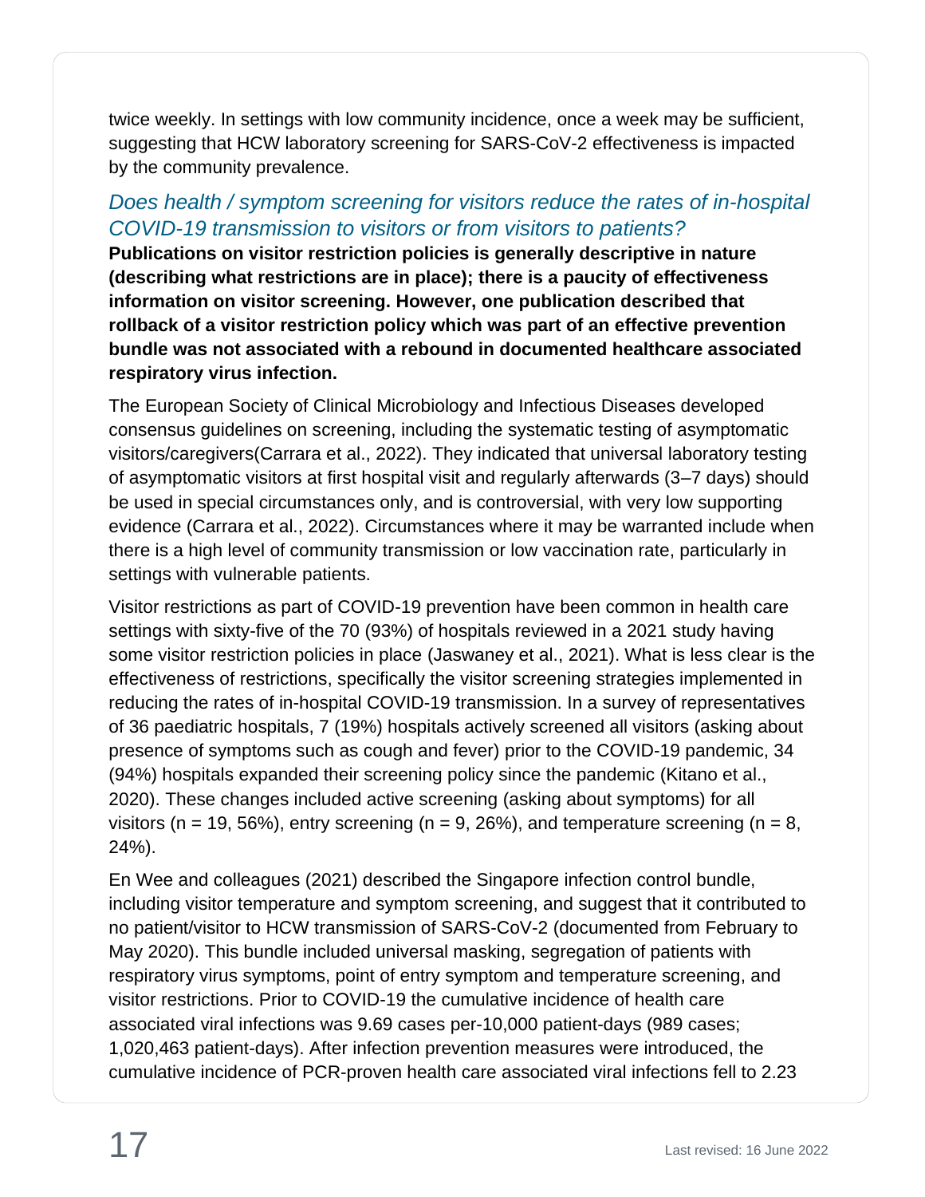twice weekly. In settings with low community incidence, once a week may be sufficient, suggesting that HCW laboratory screening for SARS-CoV-2 effectiveness is impacted by the community prevalence.

### *Does health / symptom screening for visitors reduce the rates of in-hospital COVID-19 transmission to visitors or from visitors to patients?*

**Publications on visitor restriction policies is generally descriptive in nature (describing what restrictions are in place); there is a paucity of effectiveness information on visitor screening. However, one publication described that rollback of a visitor restriction policy which was part of an effective prevention bundle was not associated with a rebound in documented healthcare associated respiratory virus infection.**

The European Society of Clinical Microbiology and Infectious Diseases developed consensus guidelines on screening, including the systematic testing of asymptomatic visitors/caregivers(Carrara et al., 2022). They indicated that universal laboratory testing of asymptomatic visitors at first hospital visit and regularly afterwards (3–7 days) should be used in special circumstances only, and is controversial, with very low supporting evidence (Carrara et al., 2022). Circumstances where it may be warranted include when there is a high level of community transmission or low vaccination rate, particularly in settings with vulnerable patients.

Visitor restrictions as part of COVID-19 prevention have been common in health care settings with sixty-five of the 70 (93%) of hospitals reviewed in a 2021 study having some visitor restriction policies in place (Jaswaney et al., 2021). What is less clear is the effectiveness of restrictions, specifically the visitor screening strategies implemented in reducing the rates of in-hospital COVID-19 transmission. In a survey of representatives of 36 paediatric hospitals, 7 (19%) hospitals actively screened all visitors (asking about presence of symptoms such as cough and fever) prior to the COVID-19 pandemic, 34 (94%) hospitals expanded their screening policy since the pandemic (Kitano et al., 2020). These changes included active screening (asking about symptoms) for all visitors (n = 19, 56%), entry screening (n = 9, 26%), and temperature screening (n = 8, 24%).

En Wee and colleagues (2021) described the Singapore infection control bundle, including visitor temperature and symptom screening, and suggest that it contributed to no patient/visitor to HCW transmission of SARS-CoV-2 (documented from February to May 2020). This bundle included universal masking, segregation of patients with respiratory virus symptoms, point of entry symptom and temperature screening, and visitor restrictions. Prior to COVID-19 the cumulative incidence of health care associated viral infections was 9.69 cases per-10,000 patient-days (989 cases; 1,020,463 patient-days). After infection prevention measures were introduced, the cumulative incidence of PCR-proven health care associated viral infections fell to 2.23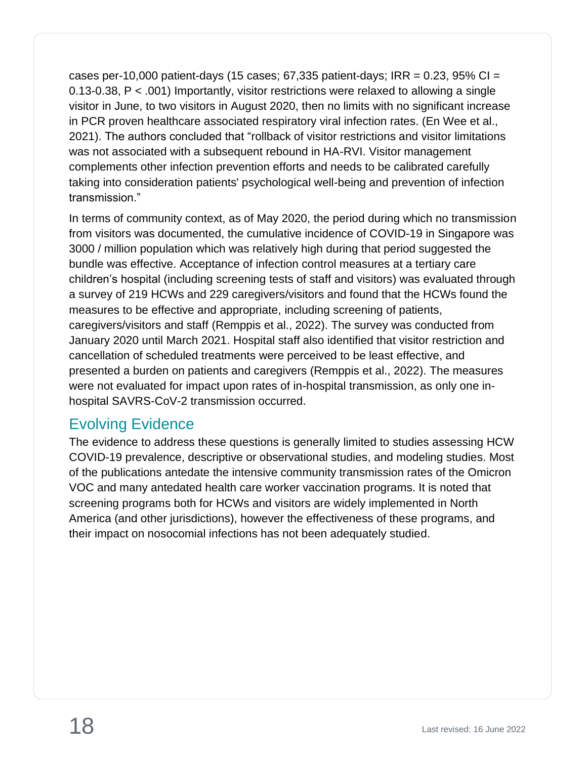cases per-10,000 patient-days (15 cases; 67,335 patient-days; IRR = 0.23, 95% CI = 0.13-0.38, P < .001) Importantly, visitor restrictions were relaxed to allowing a single visitor in June, to two visitors in August 2020, then no limits with no significant increase in PCR proven healthcare associated respiratory viral infection rates. (En Wee et al., 2021). The authors concluded that "rollback of visitor restrictions and visitor limitations was not associated with a subsequent rebound in HA-RVI. Visitor management complements other infection prevention efforts and needs to be calibrated carefully taking into consideration patients' psychological well-being and prevention of infection transmission."

In terms of community context, as of May 2020, the period during which no transmission from visitors was documented, the cumulative incidence of COVID-19 in Singapore was 3000 / million population which was relatively high during that period suggested the bundle was effective. Acceptance of infection control measures at a tertiary care children's hospital (including screening tests of staff and visitors) was evaluated through a survey of 219 HCWs and 229 caregivers/visitors and found that the HCWs found the measures to be effective and appropriate, including screening of patients, caregivers/visitors and staff (Remppis et al., 2022). The survey was conducted from January 2020 until March 2021. Hospital staff also identified that visitor restriction and cancellation of scheduled treatments were perceived to be least effective, and presented a burden on patients and caregivers (Remppis et al., 2022). The measures were not evaluated for impact upon rates of in-hospital transmission, as only one in-hospital SAVRS-CoV-2 transmission occurred.

## Evolving Evidence

The evidence to address these questions is generally limited to studies assessing HCW COVID-19 prevalence, descriptive or observational studies, and modeling studies. Most of the publications antedate the intensive community transmission rates of the Omicron VOC and many antedated health care worker vaccination programs. It is noted that screening programs both for HCWs and visitors are widely implemented in North America (and other jurisdictions), however the effectiveness of these programs, and their impact on nosocomial infections has not been adequately studied.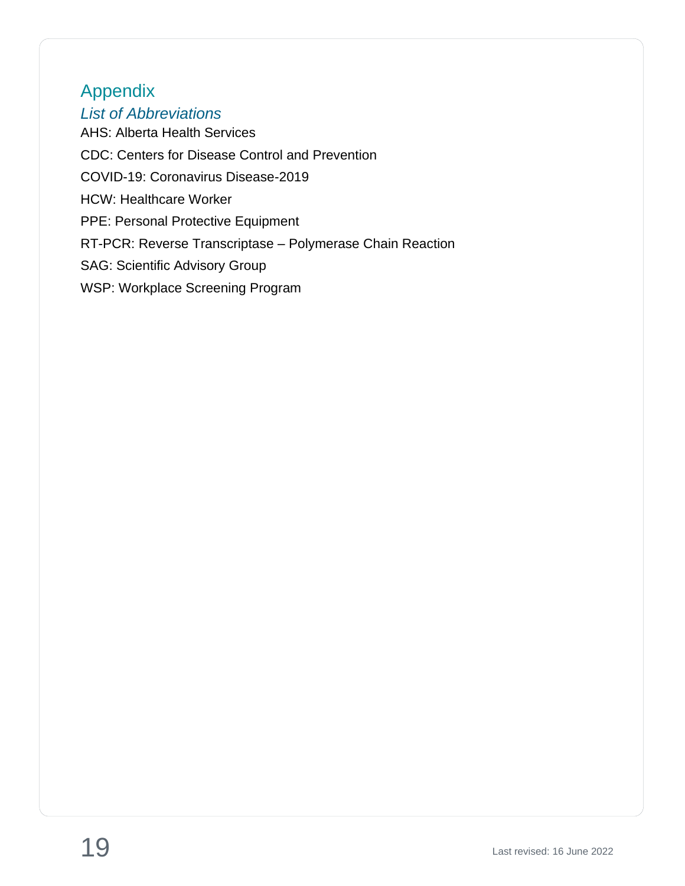## Appendix

### *List of Abbreviations*

AHS: Alberta Health Services

CDC: Centers for Disease Control and Prevention

COVID-19: Coronavirus Disease-2019

HCW: Healthcare Worker

PPE: Personal Protective Equipment

RT-PCR: Reverse Transcriptase – Polymerase Chain Reaction

SAG: Scientific Advisory Group

WSP: Workplace Screening Program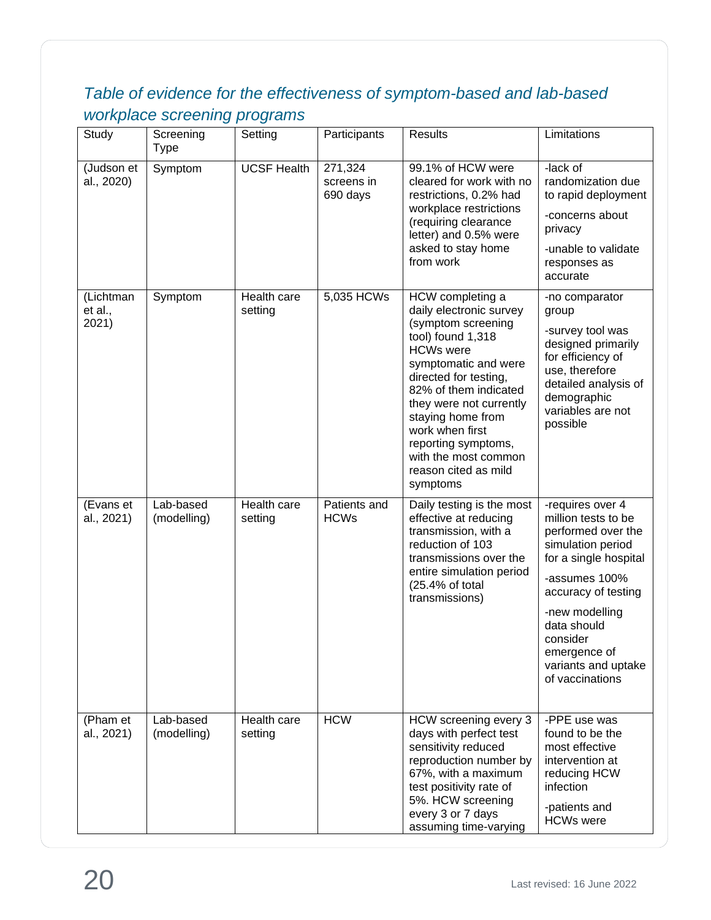*Table of evidence for the effectiveness of symptom-based and lab-based workplace screening programs*

| Study | Screening Type | Setting | Participants | Results | Limitations |
|---|---|---|---|---|---|
| (Judson et al., 2020) | Symptom | UCSF Health | 271,324 screens in 690 days | 99.1% of HCW were cleared for work with no restrictions, 0.2% had workplace restrictions (requiring clearance letter) and 0.5% were asked to stay home from work | -lack of randomization due to rapid deployment<br>-concerns about privacy<br>-unable to validate responses as accurate |
| (Lichtman et al., 2021) | Symptom | Health care setting | 5,035 HCWs | HCW completing a daily electronic survey (symptom screening tool) found 1,318 HCWs were symptomatic and were directed for testing, 82% of them indicated they were not currently staying home from work when first reporting symptoms, with the most common reason cited as mild symptoms | -no comparator group<br>-survey tool was designed primarily for efficiency of use, therefore detailed analysis of demographic variables are not possible |
| (Evans et al., 2021) | Lab-based (modelling) | Health care setting | Patients and HCWs | Daily testing is the most effective at reducing transmission, with a reduction of 103 transmissions over the entire simulation period (25.4% of total transmissions) | -requires over 4 million tests to be performed over the simulation period for a single hospital<br>-assumes 100% accuracy of testing<br>-new modelling data should consider emergence of variants and uptake of vaccinations |
| (Pham et al., 2021) | Lab-based (modelling) | Health care setting | HCW | HCW screening every 3 days with perfect test sensitivity reduced reproduction number by 67%, with a maximum test positivity rate of 5%. HCW screening every 3 or 7 days assuming time-varying | -PPE use was found to be the most effective intervention at reducing HCW infection<br>-patients and HCWs were |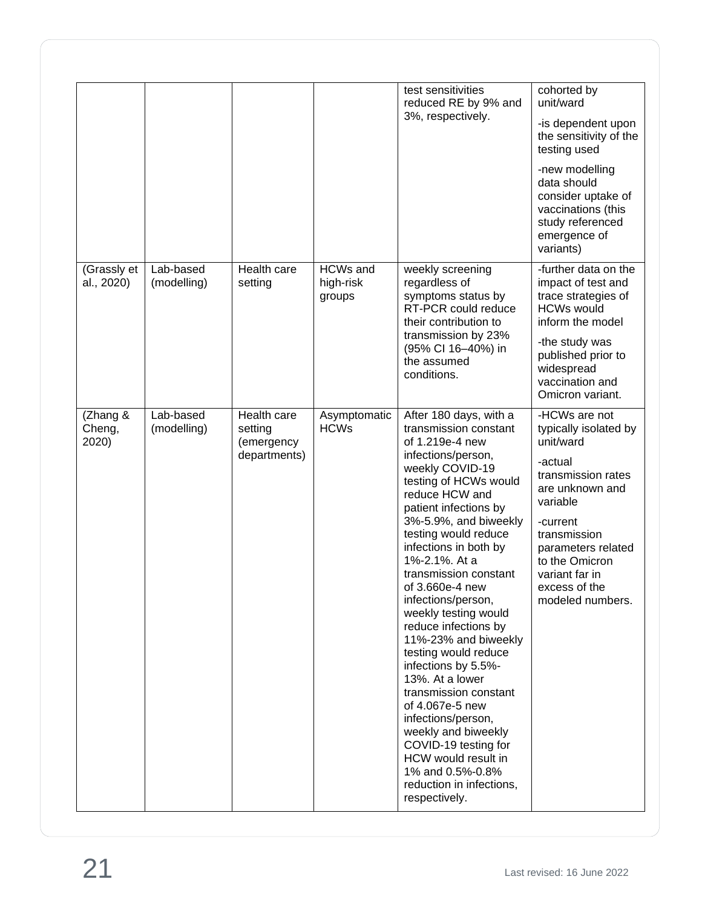| | | | | test sensitivities reduced RE by 9% and 3%, respectively. | cohorted by unit/ward<br>-is dependent upon the sensitivity of the testing used<br>-new modelling data should consider uptake of vaccinations (this study referenced emergence of variants) |
|---|---|---|---|---|---|
| (Grassly et al., 2020) | Lab-based (modelling) | Health care setting | HCWs and high-risk groups | weekly screening regardless of symptoms status by RT-PCR could reduce their contribution to transmission by 23% (95% CI 16–40%) in the assumed conditions. | -further data on the impact of test and trace strategies of HCWs would inform the model<br>-the study was published prior to widespread vaccination and Omicron variant. |
| (Zhang & Cheng, 2020) | Lab-based (modelling) | Health care setting (emergency departments) | Asymptomatic HCWs | After 180 days, with a transmission constant of 1.219e-4 new infections/person, weekly COVID-19 testing of HCWs would reduce HCW and patient infections by 3%-5.9%, and biweekly testing would reduce infections in both by 1%-2.1%. At a transmission constant of 3.660e-4 new infections/person, weekly testing would reduce infections by 11%-23% and biweekly testing would reduce infections by 5.5%-13%. At a lower transmission constant of 4.067e-5 new infections/person, weekly and biweekly COVID-19 testing for HCW would result in 1% and 0.5%-0.8% reduction in infections, respectively. | -HCWs are not typically isolated by unit/ward<br>-actual transmission rates are unknown and variable<br>-current transmission parameters related to the Omicron variant far in excess of the modeled numbers. |

Last revised: 16 June 2022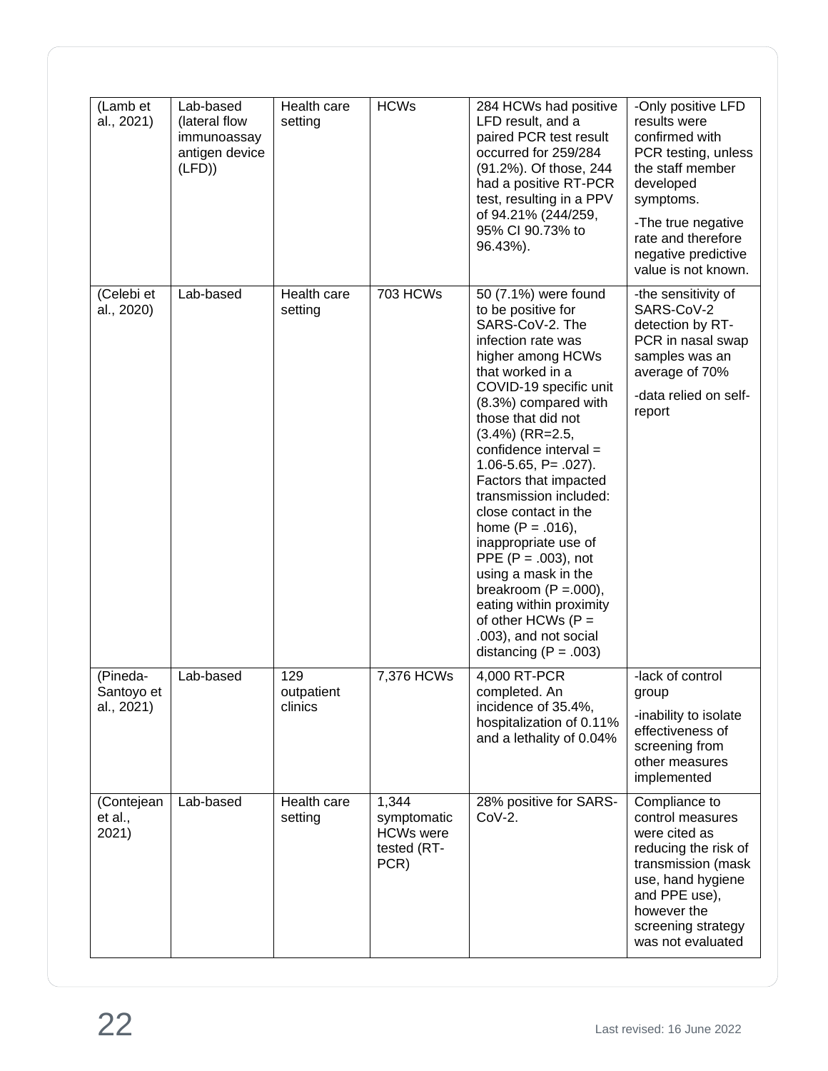| (Lamb et al., 2021) | Lab-based (lateral flow immunoassay antigen device (LFD)) | Health care setting | HCWs | 284 HCWs had positive LFD result, and a paired PCR test result occurred for 259/284 (91.2%). Of those, 244 had a positive RT-PCR test, resulting in a PPV of 94.21% (244/259, 95% CI 90.73% to 96.43%). | -Only positive LFD results were confirmed with PCR testing, unless the staff member developed symptoms.<br>-The true negative rate and therefore negative predictive value is not known. |
|---|---|---|---|---|---|
| (Celebi et al., 2020) | Lab-based | Health care setting | 703 HCWs | 50 (7.1%) were found to be positive for SARS-CoV-2. The infection rate was higher among HCWs that worked in a COVID-19 specific unit (8.3%) compared with those that did not (3.4%) (RR=2.5, confidence interval = 1.06-5.65, P= .027). Factors that impacted transmission included: close contact in the home (P = .016), inappropriate use of PPE (P = .003), not using a mask in the breakroom (P =.000), eating within proximity of other HCWs (P = .003), and not social distancing (P = .003) | -the sensitivity of SARS-CoV-2 detection by RT-PCR in nasal swap samples was an average of 70%<br>-data relied on self-report |
| (Pineda-Santoyo et al., 2021) | Lab-based | 129 outpatient clinics | 7,376 HCWs | 4,000 RT-PCR completed. An incidence of 35.4%, hospitalization of 0.11% and a lethality of 0.04% | -lack of control group<br>-inability to isolate effectiveness of screening from other measures implemented |
| (Contejean et al., 2021) | Lab-based | Health care setting | 1,344 symptomatic HCWs were tested (RT-PCR) | 28% positive for SARS-CoV-2. | Compliance to control measures were cited as reducing the risk of transmission (mask use, hand hygiene and PPE use), however the screening strategy was not evaluated |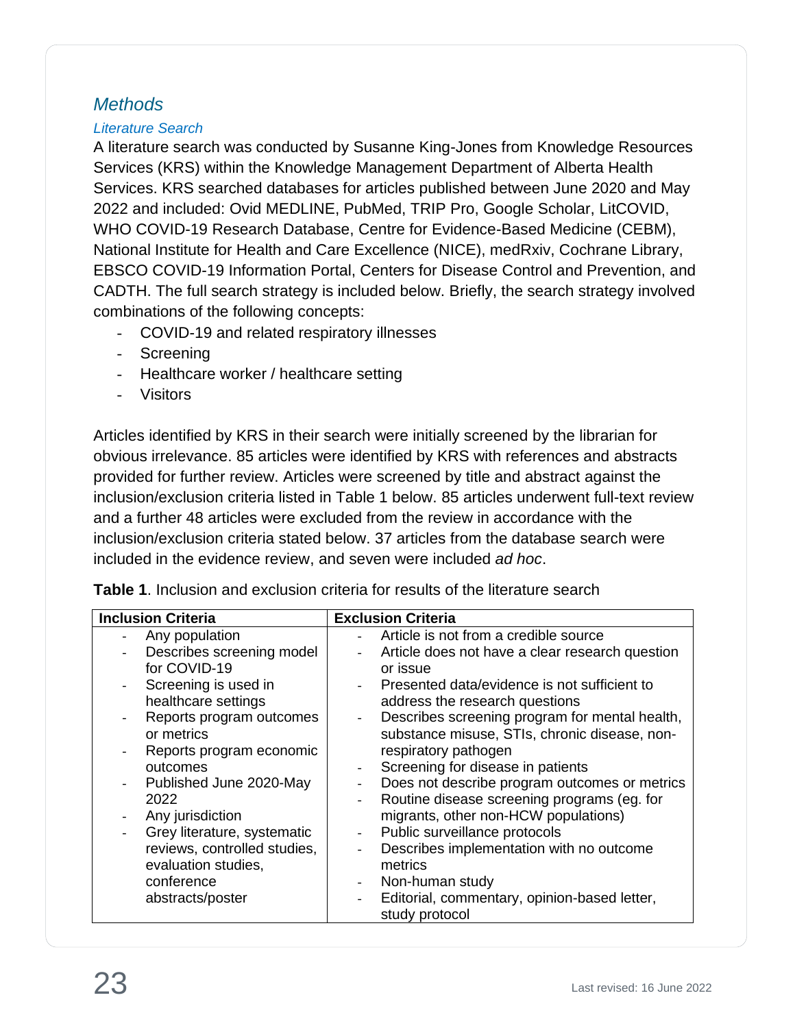## Methods

### Literature Search

A literature search was conducted by Susanne King-Jones from Knowledge Resources Services (KRS) within the Knowledge Management Department of Alberta Health Services. KRS searched databases for articles published between June 2020 and May 2022 and included: Ovid MEDLINE, PubMed, TRIP Pro, Google Scholar, LitCOVID, WHO COVID-19 Research Database, Centre for Evidence-Based Medicine (CEBM), National Institute for Health and Care Excellence (NICE), medRxiv, Cochrane Library, EBSCO COVID-19 Information Portal, Centers for Disease Control and Prevention, and CADTH. The full search strategy is included below. Briefly, the search strategy involved combinations of the following concepts:

- COVID-19 and related respiratory illnesses
- Screening
- Healthcare worker / healthcare setting
- Visitors

Articles identified by KRS in their search were initially screened by the librarian for obvious irrelevance. 85 articles were identified by KRS with references and abstracts provided for further review. Articles were screened by title and abstract against the inclusion/exclusion criteria listed in Table 1 below. 85 articles underwent full-text review and a further 48 articles were excluded from the review in accordance with the inclusion/exclusion criteria stated below. 37 articles from the database search were included in the evidence review, and seven were included *ad hoc*.

**Table 1**. Inclusion and exclusion criteria for results of the literature search

| Inclusion Criteria | Exclusion Criteria |
|---|---|
| - Any population<br>- Describes screening model for COVID-19<br>- Screening is used in healthcare settings<br>- Reports program outcomes or metrics<br>- Reports program economic outcomes<br>- Published June 2020-May 2022<br>- Any jurisdiction<br>- Grey literature, systematic reviews, controlled studies, evaluation studies, conference abstracts/poster | - Article is not from a credible source<br>- Article does not have a clear research question or issue<br>- Presented data/evidence is not sufficient to address the research questions<br>- Describes screening program for mental health, substance misuse, STIs, chronic disease, non-respiratory pathogen<br>- Screening for disease in patients<br>- Does not describe program outcomes or metrics<br>- Routine disease screening programs (eg. for migrants, other non-HCW populations)<br>- Public surveillance protocols<br>- Describes implementation with no outcome metrics<br>- Non-human study<br>- Editorial, commentary, opinion-based letter, study protocol |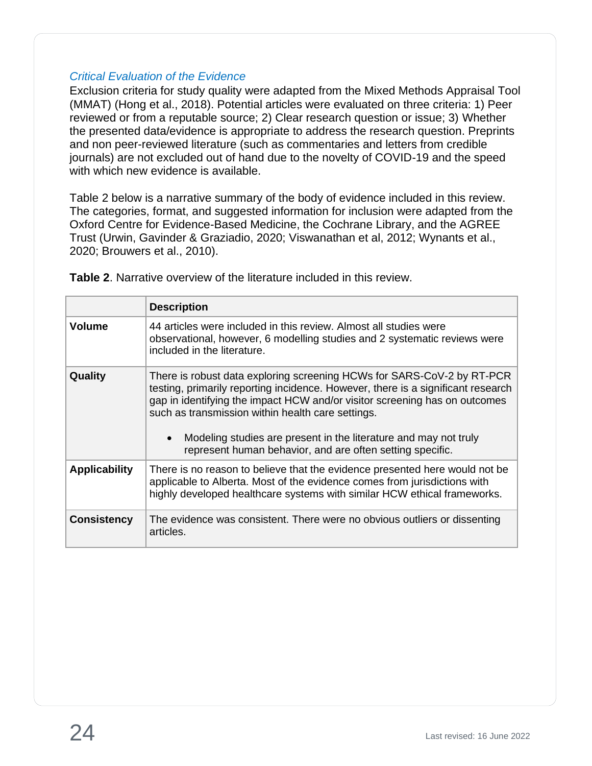### *Critical Evaluation of the Evidence*

Exclusion criteria for study quality were adapted from the Mixed Methods Appraisal Tool (MMAT) (Hong et al., 2018). Potential articles were evaluated on three criteria: 1) Peer reviewed or from a reputable source; 2) Clear research question or issue; 3) Whether the presented data/evidence is appropriate to address the research question. Preprints and non peer-reviewed literature (such as commentaries and letters from credible journals) are not excluded out of hand due to the novelty of COVID-19 and the speed with which new evidence is available.

Table 2 below is a narrative summary of the body of evidence included in this review. The categories, format, and suggested information for inclusion were adapted from the Oxford Centre for Evidence-Based Medicine, the Cochrane Library, and the AGREE Trust (Urwin, Gavinder & Graziadio, 2020; Viswanathan et al, 2012; Wynants et al., 2020; Brouwers et al., 2010).

**Table 2**. Narrative overview of the literature included in this review.

| | **Description** |
|---|---|
| **Volume** | 44 articles were included in this review. Almost all studies were observational, however, 6 modelling studies and 2 systematic reviews were included in the literature. |
| **Quality** | There is robust data exploring screening HCWs for SARS-CoV-2 by RT-PCR testing, primarily reporting incidence. However, there is a significant research gap in identifying the impact HCW and/or visitor screening has on outcomes such as transmission within health care settings.<br>• Modeling studies are present in the literature and may not truly represent human behavior, and are often setting specific. |
| **Applicability** | There is no reason to believe that the evidence presented here would not be applicable to Alberta. Most of the evidence comes from jurisdictions with highly developed healthcare systems with similar HCW ethical frameworks. |
| **Consistency** | The evidence was consistent. There were no obvious outliers or dissenting articles. |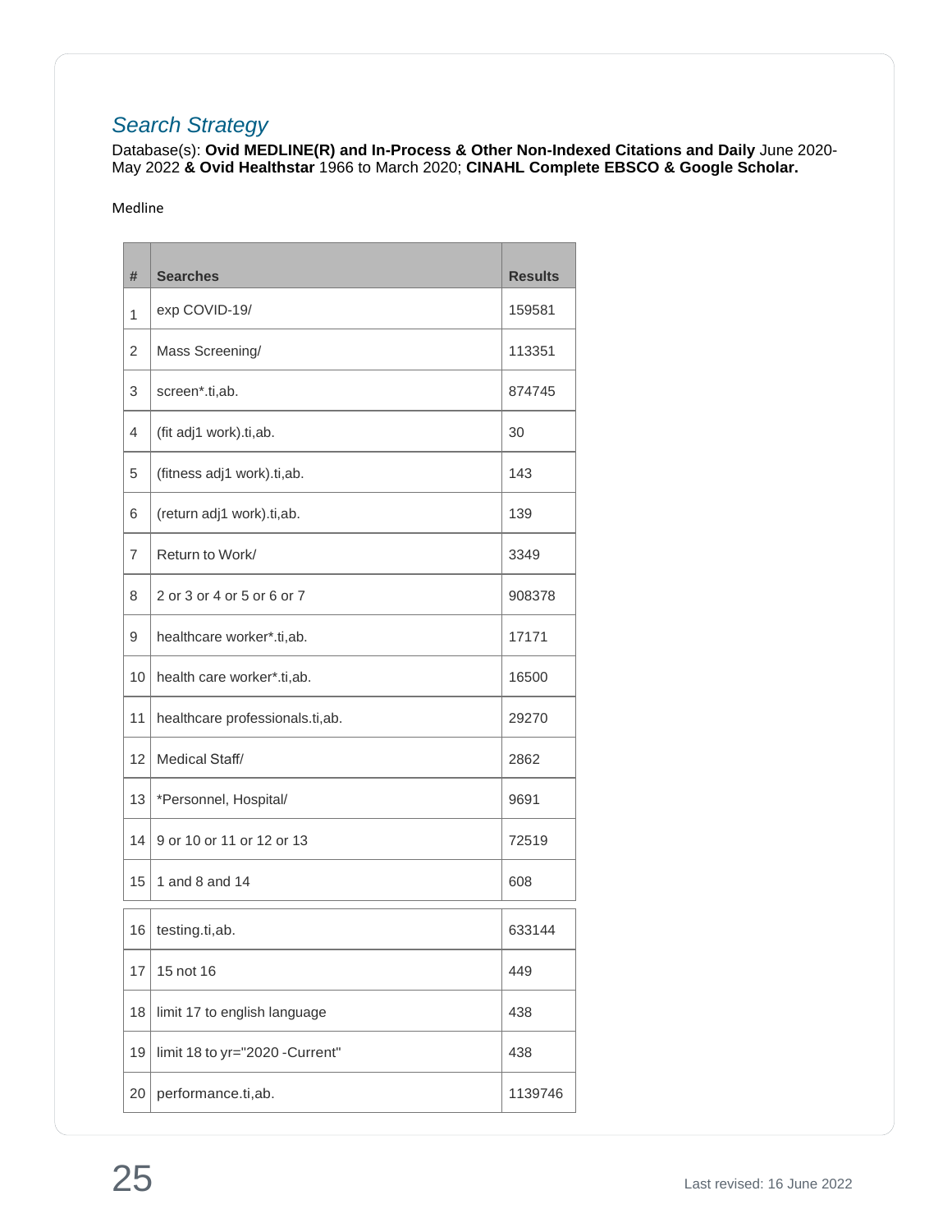## *Search Strategy*

Database(s): **Ovid MEDLINE(R) and In-Process & Other Non-Indexed Citations and Daily** June 2020-May 2022 **& Ovid Healthstar** 1966 to March 2020; **CINAHL Complete EBSCO & Google Scholar.**

Medline

| # | Searches | Results |
|---|---|---|
| 1 | exp COVID-19/ | 159581 |
| 2 | Mass Screening/ | 113351 |
| 3 | screen*.ti,ab. | 874745 |
| 4 | (fit adj1 work).ti,ab. | 30 |
| 5 | (fitness adj1 work).ti,ab. | 143 |
| 6 | (return adj1 work).ti,ab. | 139 |
| 7 | Return to Work/ | 3349 |
| 8 | 2 or 3 or 4 or 5 or 6 or 7 | 908378 |
| 9 | healthcare worker*.ti,ab. | 17171 |
| 10 | health care worker*.ti,ab. | 16500 |
| 11 | healthcare professionals.ti,ab. | 29270 |
| 12 | Medical Staff/ | 2862 |
| 13 | *Personnel, Hospital/ | 9691 |
| 14 | 9 or 10 or 11 or 12 or 13 | 72519 |
| 15 | 1 and 8 and 14 | 608 |
| 16 | testing.ti,ab. | 633144 |
| 17 | 15 not 16 | 449 |
| 18 | limit 17 to english language | 438 |
| 19 | limit 18 to yr="2020 -Current" | 438 |
| 20 | performance.ti,ab. | 1139746 |

Last revised: 16 June 2022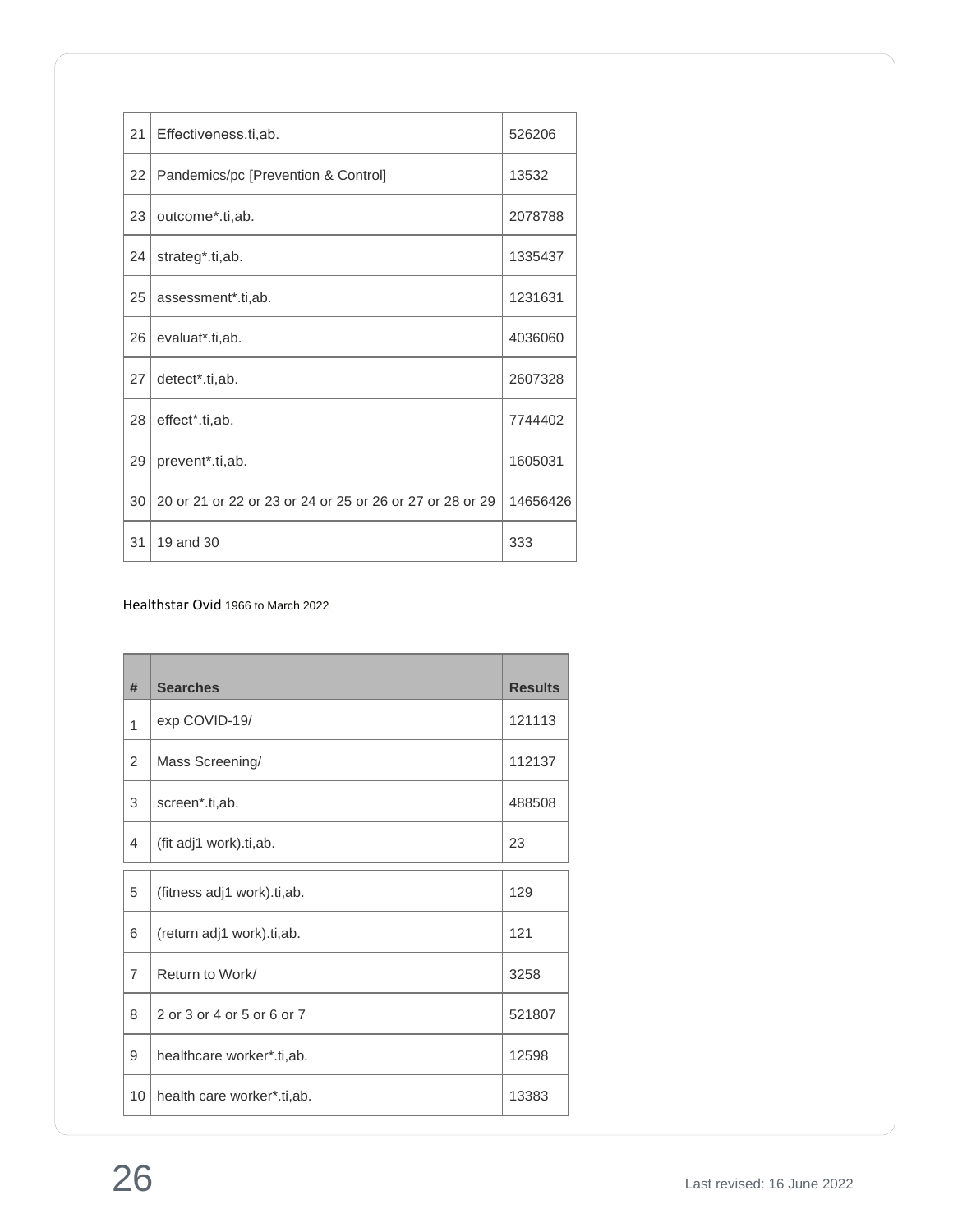| 21 | Effectiveness.ti,ab. | 526206 |
|---|---|---|
| 22 | Pandemics/pc [Prevention & Control] | 13532 |
| 23 | outcome*.ti,ab. | 2078788 |
| 24 | strateg*.ti,ab. | 1335437 |
| 25 | assessment*.ti,ab. | 1231631 |
| 26 | evaluat*.ti,ab. | 4036060 |
| 27 | detect*.ti,ab. | 2607328 |
| 28 | effect*.ti,ab. | 7744402 |
| 29 | prevent*.ti,ab. | 1605031 |
| 30 | 20 or 21 or 22 or 23 or 24 or 25 or 26 or 27 or 28 or 29 | 14656426 |
| 31 | 19 and 30 | 333 |

Healthstar Ovid 1966 to March 2022

| # | Searches | Results |
|---|---|---|
| 1 | exp COVID-19/ | 121113 |
| 2 | Mass Screening/ | 112137 |
| 3 | screen*.ti,ab. | 488508 |
| 4 | (fit adj1 work).ti,ab. | 23 |
| 5 | (fitness adj1 work).ti,ab. | 129 |
| 6 | (return adj1 work).ti,ab. | 121 |
| 7 | Return to Work/ | 3258 |
| 8 | 2 or 3 or 4 or 5 or 6 or 7 | 521807 |
| 9 | healthcare worker*.ti,ab. | 12598 |
| 10 | health care worker*.ti,ab. | 13383 |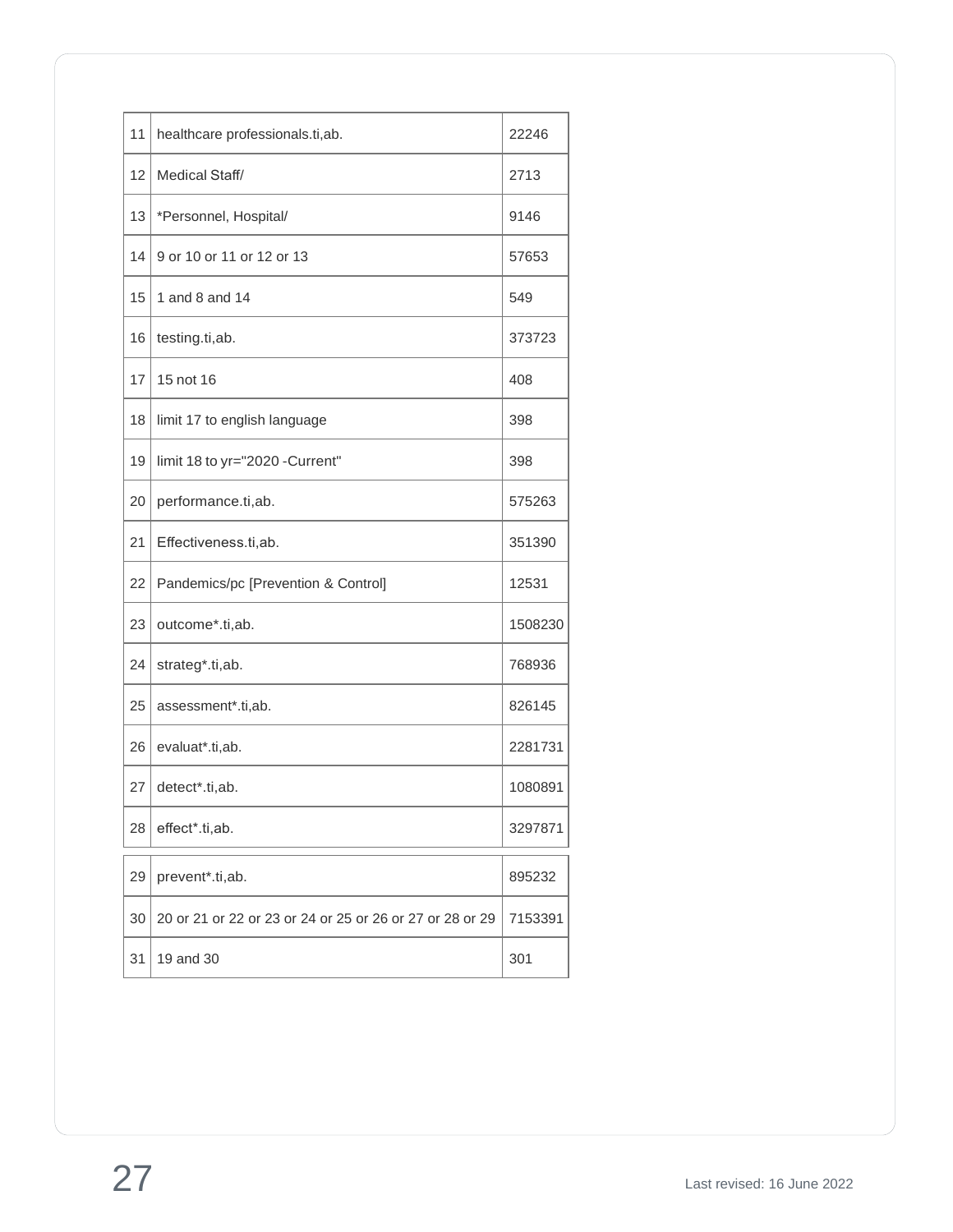| | | |
|---|---|---|
| 11 | healthcare professionals.ti,ab. | 22246 |
| 12 | Medical Staff/ | 2713 |
| 13 | *Personnel, Hospital/ | 9146 |
| 14 | 9 or 10 or 11 or 12 or 13 | 57653 |
| 15 | 1 and 8 and 14 | 549 |
| 16 | testing.ti,ab. | 373723 |
| 17 | 15 not 16 | 408 |
| 18 | limit 17 to english language | 398 |
| 19 | limit 18 to yr="2020 -Current" | 398 |
| 20 | performance.ti,ab. | 575263 |
| 21 | Effectiveness.ti,ab. | 351390 |
| 22 | Pandemics/pc [Prevention & Control] | 12531 |
| 23 | outcome*.ti,ab. | 1508230 |
| 24 | strateg*.ti,ab. | 768936 |
| 25 | assessment*.ti,ab. | 826145 |
| 26 | evaluat*.ti,ab. | 2281731 |
| 27 | detect*.ti,ab. | 1080891 |
| 28 | effect*.ti,ab. | 3297871 |
| 29 | prevent*.ti,ab. | 895232 |
| 30 | 20 or 21 or 22 or 23 or 24 or 25 or 26 or 27 or 28 or 29 | 7153391 |
| 31 | 19 and 30 | 301 |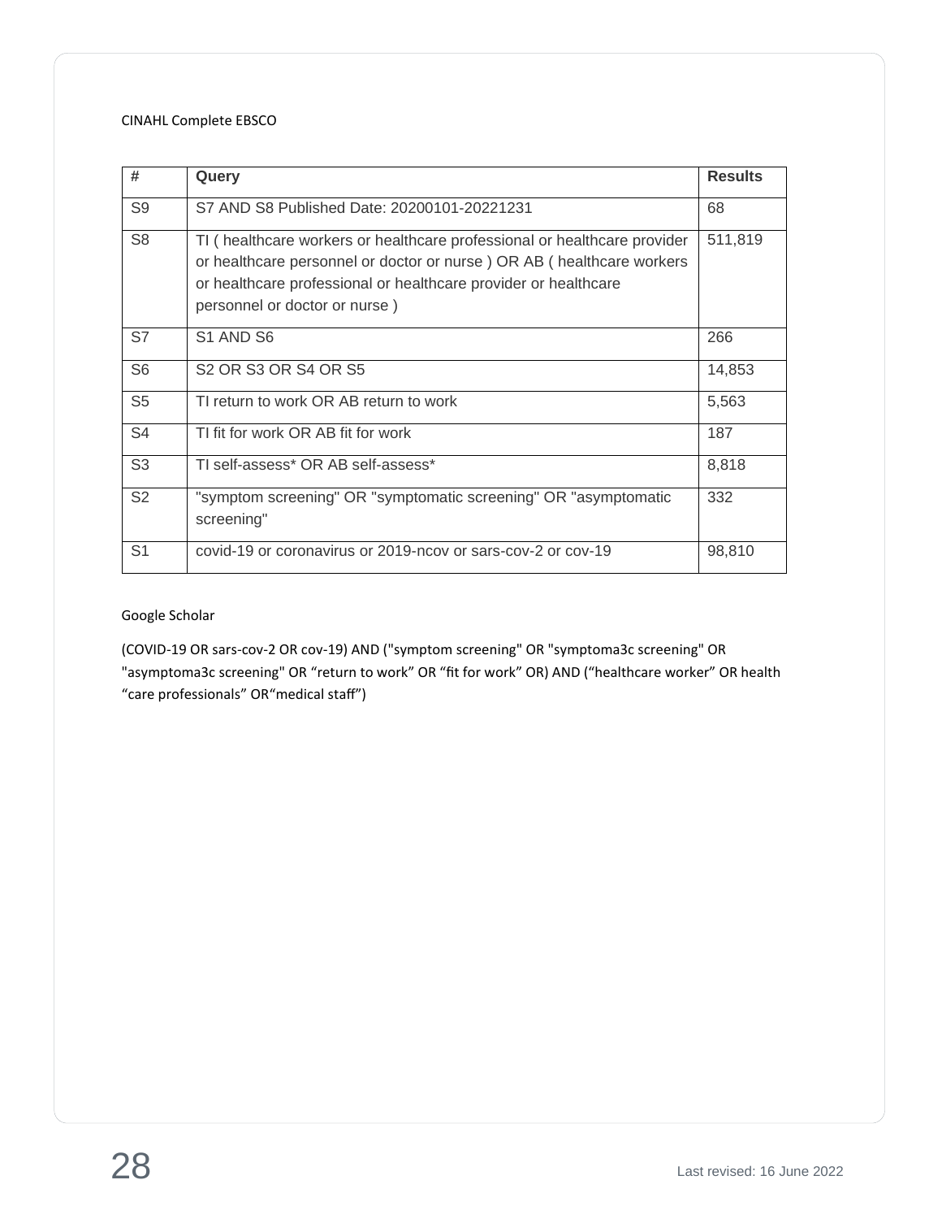CINAHL Complete EBSCO

| # | Query | Results |
|---|---|---|
| S9 | S7 AND S8 Published Date: 20200101-20221231 | 68 |
| S8 | TI ( healthcare workers or healthcare professional or healthcare provider or healthcare personnel or doctor or nurse ) OR AB ( healthcare workers or healthcare professional or healthcare provider or healthcare personnel or doctor or nurse ) | 511,819 |
| S7 | S1 AND S6 | 266 |
| S6 | S2 OR S3 OR S4 OR S5 | 14,853 |
| S5 | TI return to work OR AB return to work | 5,563 |
| S4 | TI fit for work OR AB fit for work | 187 |
| S3 | TI self-assess* OR AB self-assess* | 8,818 |
| S2 | "symptom screening" OR "symptomatic screening" OR "asymptomatic screening" | 332 |
| S1 | covid-19 or coronavirus or 2019-ncov or sars-cov-2 or cov-19 | 98,810 |

Google Scholar

(COVID-19 OR sars-cov-2 OR cov-19) AND ("symptom screening" OR "symptoma3c screening" OR "asymptoma3c screening" OR "return to work" OR "fit for work" OR) AND ("healthcare worker" OR health "care professionals" OR"medical staff")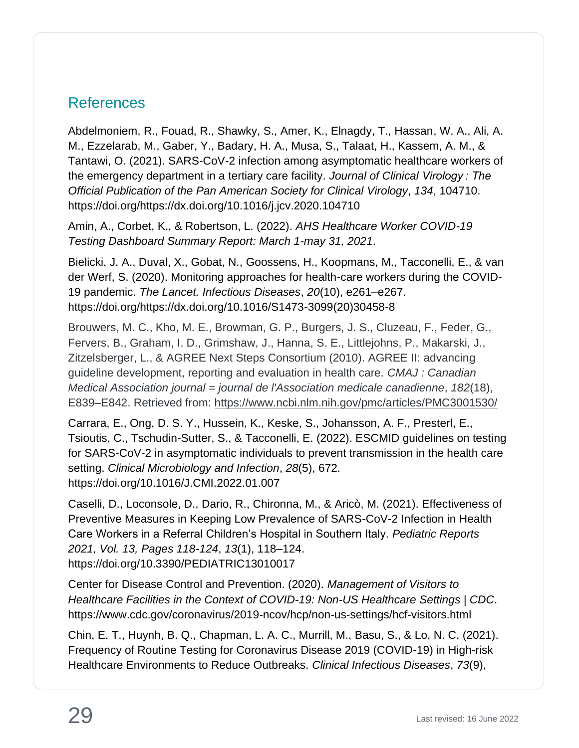## References

Abdelmoniem, R., Fouad, R., Shawky, S., Amer, K., Elnagdy, T., Hassan, W. A., Ali, A. M., Ezzelarab, M., Gaber, Y., Badary, H. A., Musa, S., Talaat, H., Kassem, A. M., & Tantawi, O. (2021). SARS-CoV-2 infection among asymptomatic healthcare workers of the emergency department in a tertiary care facility. *Journal of Clinical Virology : The Official Publication of the Pan American Society for Clinical Virology*, *134*, 104710. https://doi.org/https://dx.doi.org/10.1016/j.jcv.2020.104710

Amin, A., Corbet, K., & Robertson, L. (2022). *AHS Healthcare Worker COVID-19 Testing Dashboard Summary Report: March 1-may 31, 2021*.

Bielicki, J. A., Duval, X., Gobat, N., Goossens, H., Koopmans, M., Tacconelli, E., & van der Werf, S. (2020). Monitoring approaches for health-care workers during the COVID-19 pandemic. *The Lancet. Infectious Diseases*, *20*(10), e261–e267. https://doi.org/https://dx.doi.org/10.1016/S1473-3099(20)30458-8

Brouwers, M. C., Kho, M. E., Browman, G. P., Burgers, J. S., Cluzeau, F., Feder, G., Fervers, B., Graham, I. D., Grimshaw, J., Hanna, S. E., Littlejohns, P., Makarski, J., Zitzelsberger, L., & AGREE Next Steps Consortium (2010). AGREE II: advancing guideline development, reporting and evaluation in health care. *CMAJ : Canadian Medical Association journal = journal de l'Association medicale canadienne*, *182*(18), E839–E842. Retrieved from: https://www.ncbi.nlm.nih.gov/pmc/articles/PMC3001530/

Carrara, E., Ong, D. S. Y., Hussein, K., Keske, S., Johansson, A. F., Presterl, E., Tsioutis, C., Tschudin-Sutter, S., & Tacconelli, E. (2022). ESCMID guidelines on testing for SARS-CoV-2 in asymptomatic individuals to prevent transmission in the health care setting. *Clinical Microbiology and Infection*, *28*(5), 672. https://doi.org/10.1016/J.CMI.2022.01.007

Caselli, D., Loconsole, D., Dario, R., Chironna, M., & Aricò, M. (2021). Effectiveness of Preventive Measures in Keeping Low Prevalence of SARS-CoV-2 Infection in Health Care Workers in a Referral Children's Hospital in Southern Italy. *Pediatric Reports 2021, Vol. 13, Pages 118-124*, *13*(1), 118–124. https://doi.org/10.3390/PEDIATRIC13010017

Center for Disease Control and Prevention. (2020). *Management of Visitors to Healthcare Facilities in the Context of COVID-19: Non-US Healthcare Settings | CDC*. https://www.cdc.gov/coronavirus/2019-ncov/hcp/non-us-settings/hcf-visitors.html

Chin, E. T., Huynh, B. Q., Chapman, L. A. C., Murrill, M., Basu, S., & Lo, N. C. (2021). Frequency of Routine Testing for Coronavirus Disease 2019 (COVID-19) in High-risk Healthcare Environments to Reduce Outbreaks. *Clinical Infectious Diseases*, *73*(9),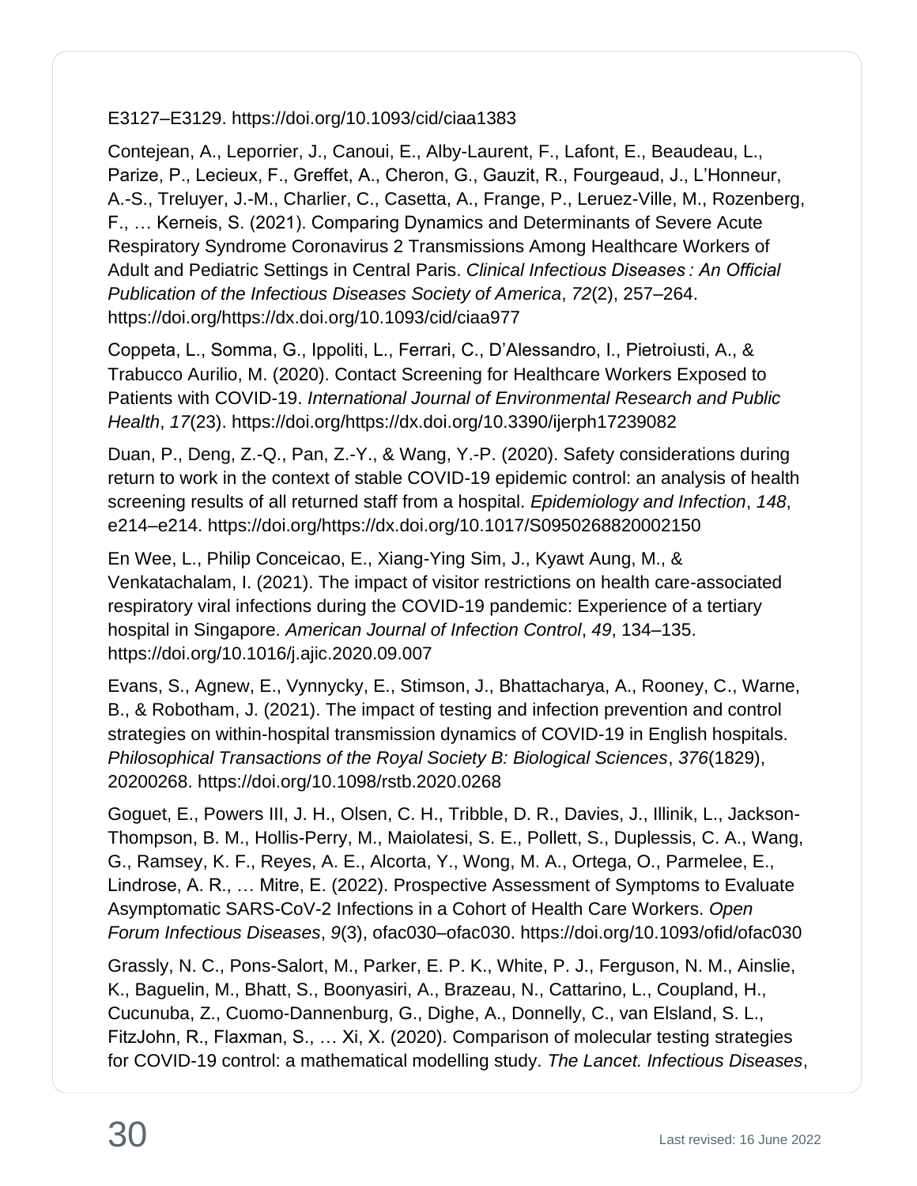E3127–E3129. https://doi.org/10.1093/cid/ciaa1383

Contejean, A., Leporrier, J., Canoui, E., Alby-Laurent, F., Lafont, E., Beaudeau, L., Parize, P., Lecieux, F., Greffet, A., Cheron, G., Gauzit, R., Fourgeaud, J., L'Honneur, A.-S., Treluyer, J.-M., Charlier, C., Casetta, A., Frange, P., Leruez-Ville, M., Rozenberg, F., … Kerneis, S. (2021). Comparing Dynamics and Determinants of Severe Acute Respiratory Syndrome Coronavirus 2 Transmissions Among Healthcare Workers of Adult and Pediatric Settings in Central Paris. *Clinical Infectious Diseases : An Official Publication of the Infectious Diseases Society of America*, *72*(2), 257–264. https://doi.org/https://dx.doi.org/10.1093/cid/ciaa977

Coppeta, L., Somma, G., Ippoliti, L., Ferrari, C., D'Alessandro, I., Pietroiusti, A., & Trabucco Aurilio, M. (2020). Contact Screening for Healthcare Workers Exposed to Patients with COVID-19. *International Journal of Environmental Research and Public Health*, *17*(23). https://doi.org/https://dx.doi.org/10.3390/ijerph17239082

Duan, P., Deng, Z.-Q., Pan, Z.-Y., & Wang, Y.-P. (2020). Safety considerations during return to work in the context of stable COVID-19 epidemic control: an analysis of health screening results of all returned staff from a hospital. *Epidemiology and Infection*, *148*, e214–e214. https://doi.org/https://dx.doi.org/10.1017/S0950268820002150

En Wee, L., Philip Conceicao, E., Xiang-Ying Sim, J., Kyawt Aung, M., & Venkatachalam, I. (2021). The impact of visitor restrictions on health care-associated respiratory viral infections during the COVID-19 pandemic: Experience of a tertiary hospital in Singapore. *American Journal of Infection Control*, *49*, 134–135. https://doi.org/10.1016/j.ajic.2020.09.007

Evans, S., Agnew, E., Vynnycky, E., Stimson, J., Bhattacharya, A., Rooney, C., Warne, B., & Robotham, J. (2021). The impact of testing and infection prevention and control strategies on within-hospital transmission dynamics of COVID-19 in English hospitals. *Philosophical Transactions of the Royal Society B: Biological Sciences*, *376*(1829), 20200268. https://doi.org/10.1098/rstb.2020.0268

Goguet, E., Powers III, J. H., Olsen, C. H., Tribble, D. R., Davies, J., Illinik, L., Jackson-Thompson, B. M., Hollis-Perry, M., Maiolatesi, S. E., Pollett, S., Duplessis, C. A., Wang, G., Ramsey, K. F., Reyes, A. E., Alcorta, Y., Wong, M. A., Ortega, O., Parmelee, E., Lindrose, A. R., … Mitre, E. (2022). Prospective Assessment of Symptoms to Evaluate Asymptomatic SARS-CoV-2 Infections in a Cohort of Health Care Workers. *Open Forum Infectious Diseases*, *9*(3), ofac030–ofac030. https://doi.org/10.1093/ofid/ofac030

Grassly, N. C., Pons-Salort, M., Parker, E. P. K., White, P. J., Ferguson, N. M., Ainslie, K., Baguelin, M., Bhatt, S., Boonyasiri, A., Brazeau, N., Cattarino, L., Coupland, H., Cucunuba, Z., Cuomo-Dannenburg, G., Dighe, A., Donnelly, C., van Elsland, S. L., FitzJohn, R., Flaxman, S., … Xi, X. (2020). Comparison of molecular testing strategies for COVID-19 control: a mathematical modelling study. *The Lancet. Infectious Diseases*,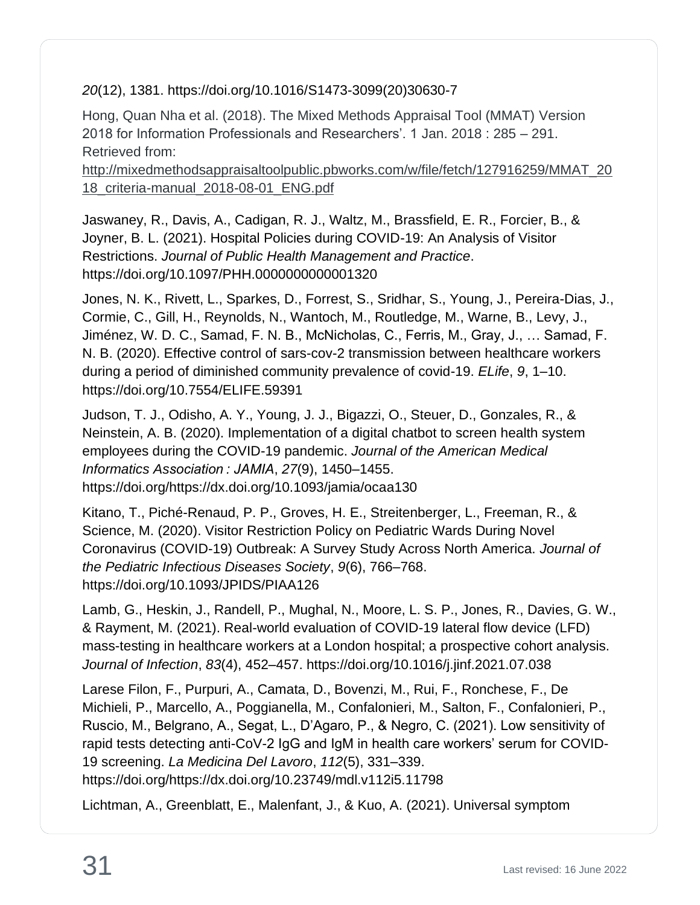*20*(12), 1381. https://doi.org/10.1016/S1473-3099(20)30630-7

Hong, Quan Nha et al. (2018). The Mixed Methods Appraisal Tool (MMAT) Version 2018 for Information Professionals and Researchers'. 1 Jan. 2018 : 285 – 291. Retrieved from: http://mixedmethodsappraisaltoolpublic.pbworks.com/w/file/fetch/127916259/MMAT_2018_criteria-manual_2018-08-01_ENG.pdf

Jaswaney, R., Davis, A., Cadigan, R. J., Waltz, M., Brassfield, E. R., Forcier, B., & Joyner, B. L. (2021). Hospital Policies during COVID-19: An Analysis of Visitor Restrictions. *Journal of Public Health Management and Practice*. https://doi.org/10.1097/PHH.0000000000001320

Jones, N. K., Rivett, L., Sparkes, D., Forrest, S., Sridhar, S., Young, J., Pereira-Dias, J., Cormie, C., Gill, H., Reynolds, N., Wantoch, M., Routledge, M., Warne, B., Levy, J., Jiménez, W. D. C., Samad, F. N. B., McNicholas, C., Ferris, M., Gray, J., … Samad, F. N. B. (2020). Effective control of sars-cov-2 transmission between healthcare workers during a period of diminished community prevalence of covid-19. *ELife*, *9*, 1–10. https://doi.org/10.7554/ELIFE.59391

Judson, T. J., Odisho, A. Y., Young, J. J., Bigazzi, O., Steuer, D., Gonzales, R., & Neinstein, A. B. (2020). Implementation of a digital chatbot to screen health system employees during the COVID-19 pandemic. *Journal of the American Medical Informatics Association : JAMIA*, *27*(9), 1450–1455. https://doi.org/https://dx.doi.org/10.1093/jamia/ocaa130

Kitano, T., Piché-Renaud, P. P., Groves, H. E., Streitenberger, L., Freeman, R., & Science, M. (2020). Visitor Restriction Policy on Pediatric Wards During Novel Coronavirus (COVID-19) Outbreak: A Survey Study Across North America. *Journal of the Pediatric Infectious Diseases Society*, *9*(6), 766–768. https://doi.org/10.1093/JPIDS/PIAA126

Lamb, G., Heskin, J., Randell, P., Mughal, N., Moore, L. S. P., Jones, R., Davies, G. W., & Rayment, M. (2021). Real-world evaluation of COVID-19 lateral flow device (LFD) mass-testing in healthcare workers at a London hospital; a prospective cohort analysis. *Journal of Infection*, *83*(4), 452–457. https://doi.org/10.1016/j.jinf.2021.07.038

Larese Filon, F., Purpuri, A., Camata, D., Bovenzi, M., Rui, F., Ronchese, F., De Michieli, P., Marcello, A., Poggianella, M., Confalonieri, M., Salton, F., Confalonieri, P., Ruscio, M., Belgrano, A., Segat, L., D'Agaro, P., & Negro, C. (2021). Low sensitivity of rapid tests detecting anti-CoV-2 IgG and IgM in health care workers' serum for COVID-19 screening. *La Medicina Del Lavoro*, *112*(5), 331–339. https://doi.org/https://dx.doi.org/10.23749/mdl.v112i5.11798

Lichtman, A., Greenblatt, E., Malenfant, J., & Kuo, A. (2021). Universal symptom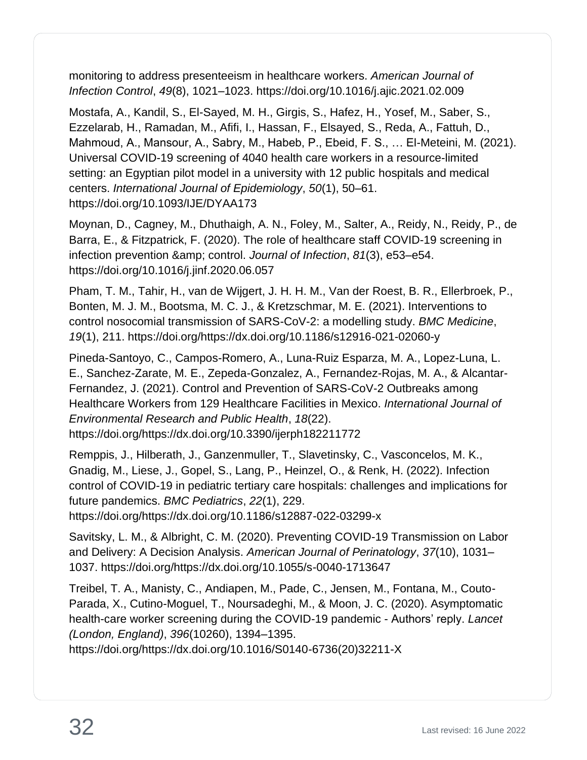monitoring to address presenteeism in healthcare workers. *American Journal of Infection Control*, *49*(8), 1021–1023. https://doi.org/10.1016/j.ajic.2021.02.009

Mostafa, A., Kandil, S., El-Sayed, M. H., Girgis, S., Hafez, H., Yosef, M., Saber, S., Ezzelarab, H., Ramadan, M., Afifi, I., Hassan, F., Elsayed, S., Reda, A., Fattuh, D., Mahmoud, A., Mansour, A., Sabry, M., Habeb, P., Ebeid, F. S., … El-Meteini, M. (2021). Universal COVID-19 screening of 4040 health care workers in a resource-limited setting: an Egyptian pilot model in a university with 12 public hospitals and medical centers. *International Journal of Epidemiology*, *50*(1), 50–61. https://doi.org/10.1093/IJE/DYAA173

Moynan, D., Cagney, M., Dhuthaigh, A. N., Foley, M., Salter, A., Reidy, N., Reidy, P., de Barra, E., & Fitzpatrick, F. (2020). The role of healthcare staff COVID-19 screening in infection prevention &amp; control. *Journal of Infection*, *81*(3), e53–e54. https://doi.org/10.1016/j.jinf.2020.06.057

Pham, T. M., Tahir, H., van de Wijgert, J. H. H. M., Van der Roest, B. R., Ellerbroek, P., Bonten, M. J. M., Bootsma, M. C. J., & Kretzschmar, M. E. (2021). Interventions to control nosocomial transmission of SARS-CoV-2: a modelling study. *BMC Medicine*, *19*(1), 211. https://doi.org/https://dx.doi.org/10.1186/s12916-021-02060-y

Pineda-Santoyo, C., Campos-Romero, A., Luna-Ruiz Esparza, M. A., Lopez-Luna, L. E., Sanchez-Zarate, M. E., Zepeda-Gonzalez, A., Fernandez-Rojas, M. A., & Alcantar-Fernandez, J. (2021). Control and Prevention of SARS-CoV-2 Outbreaks among Healthcare Workers from 129 Healthcare Facilities in Mexico. *International Journal of Environmental Research and Public Health*, *18*(22). https://doi.org/https://dx.doi.org/10.3390/ijerph182211772

Remppis, J., Hilberath, J., Ganzenmuller, T., Slavetinsky, C., Vasconcelos, M. K., Gnadig, M., Liese, J., Gopel, S., Lang, P., Heinzel, O., & Renk, H. (2022). Infection control of COVID-19 in pediatric tertiary care hospitals: challenges and implications for future pandemics. *BMC Pediatrics*, *22*(1), 229. https://doi.org/https://dx.doi.org/10.1186/s12887-022-03299-x

Savitsky, L. M., & Albright, C. M. (2020). Preventing COVID-19 Transmission on Labor and Delivery: A Decision Analysis. *American Journal of Perinatology*, *37*(10), 1031–1037. https://doi.org/https://dx.doi.org/10.1055/s-0040-1713647

Treibel, T. A., Manisty, C., Andiapen, M., Pade, C., Jensen, M., Fontana, M., Couto-Parada, X., Cutino-Moguel, T., Noursadeghi, M., & Moon, J. C. (2020). Asymptomatic health-care worker screening during the COVID-19 pandemic - Authors' reply. *Lancet (London, England)*, *396*(10260), 1394–1395. https://doi.org/https://dx.doi.org/10.1016/S0140-6736(20)32211-X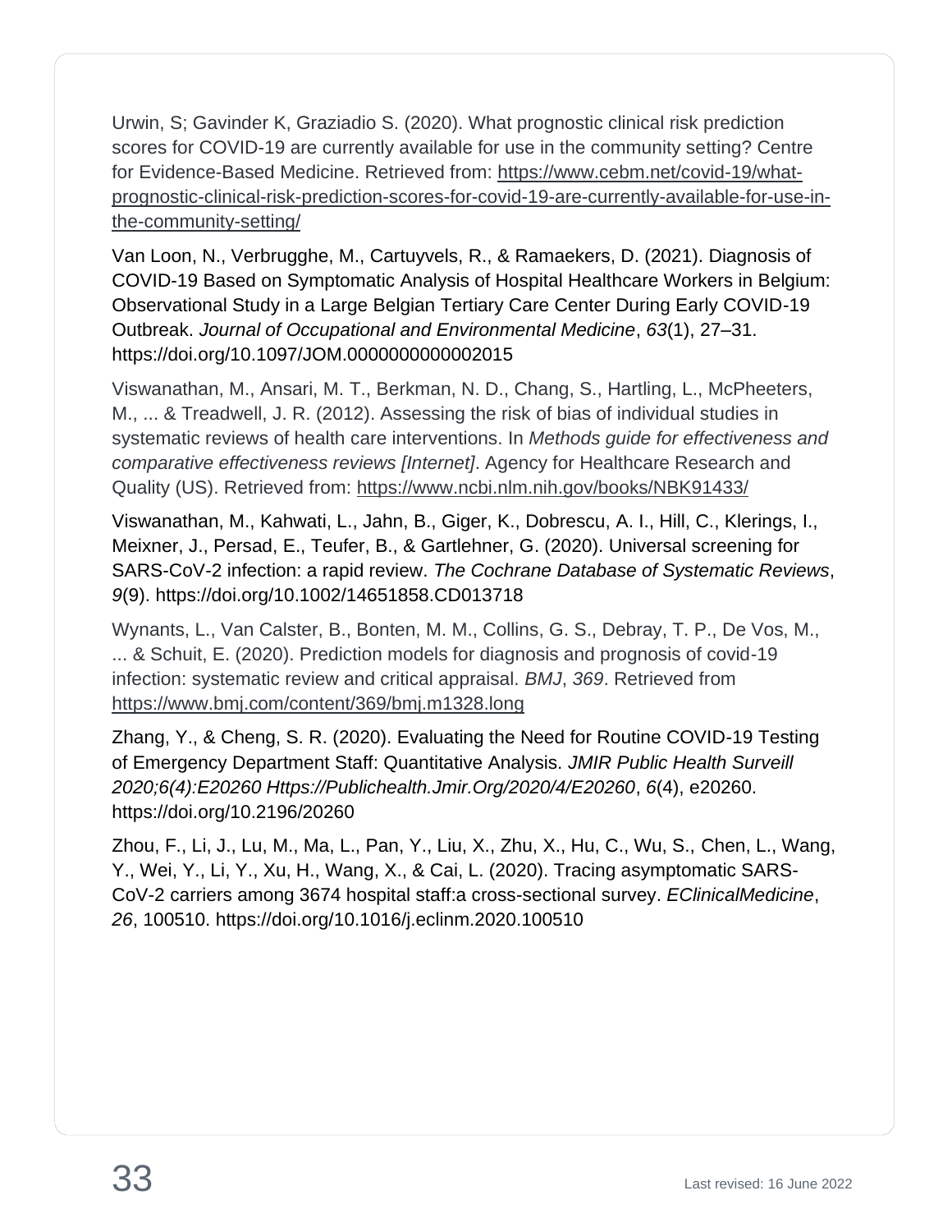Urwin, S; Gavinder K, Graziadio S. (2020). What prognostic clinical risk prediction scores for COVID-19 are currently available for use in the community setting? Centre for Evidence-Based Medicine. Retrieved from: https://www.cebm.net/covid-19/what-prognostic-clinical-risk-prediction-scores-for-covid-19-are-currently-available-for-use-in-the-community-setting/

Van Loon, N., Verbrugghe, M., Cartuyvels, R., & Ramaekers, D. (2021). Diagnosis of COVID-19 Based on Symptomatic Analysis of Hospital Healthcare Workers in Belgium: Observational Study in a Large Belgian Tertiary Care Center During Early COVID-19 Outbreak. *Journal of Occupational and Environmental Medicine*, *63*(1), 27–31. https://doi.org/10.1097/JOM.0000000000002015

Viswanathan, M., Ansari, M. T., Berkman, N. D., Chang, S., Hartling, L., McPheeters, M., ... & Treadwell, J. R. (2012). Assessing the risk of bias of individual studies in systematic reviews of health care interventions. In *Methods guide for effectiveness and comparative effectiveness reviews [Internet]*. Agency for Healthcare Research and Quality (US). Retrieved from: https://www.ncbi.nlm.nih.gov/books/NBK91433/

Viswanathan, M., Kahwati, L., Jahn, B., Giger, K., Dobrescu, A. I., Hill, C., Klerings, I., Meixner, J., Persad, E., Teufer, B., & Gartlehner, G. (2020). Universal screening for SARS-CoV-2 infection: a rapid review. *The Cochrane Database of Systematic Reviews*, *9*(9). https://doi.org/10.1002/14651858.CD013718

Wynants, L., Van Calster, B., Bonten, M. M., Collins, G. S., Debray, T. P., De Vos, M., ... & Schuit, E. (2020). Prediction models for diagnosis and prognosis of covid-19 infection: systematic review and critical appraisal. *BMJ*, *369*. Retrieved from https://www.bmj.com/content/369/bmj.m1328.long

Zhang, Y., & Cheng, S. R. (2020). Evaluating the Need for Routine COVID-19 Testing of Emergency Department Staff: Quantitative Analysis. *JMIR Public Health Surveill 2020;6(4):E20260 Https://Publichealth.Jmir.Org/2020/4/E20260*, *6*(4), e20260. https://doi.org/10.2196/20260

Zhou, F., Li, J., Lu, M., Ma, L., Pan, Y., Liu, X., Zhu, X., Hu, C., Wu, S., Chen, L., Wang, Y., Wei, Y., Li, Y., Xu, H., Wang, X., & Cai, L. (2020). Tracing asymptomatic SARS-CoV-2 carriers among 3674 hospital staff:a cross-sectional survey. *EClinicalMedicine*, *26*, 100510. https://doi.org/10.1016/j.eclinm.2020.100510